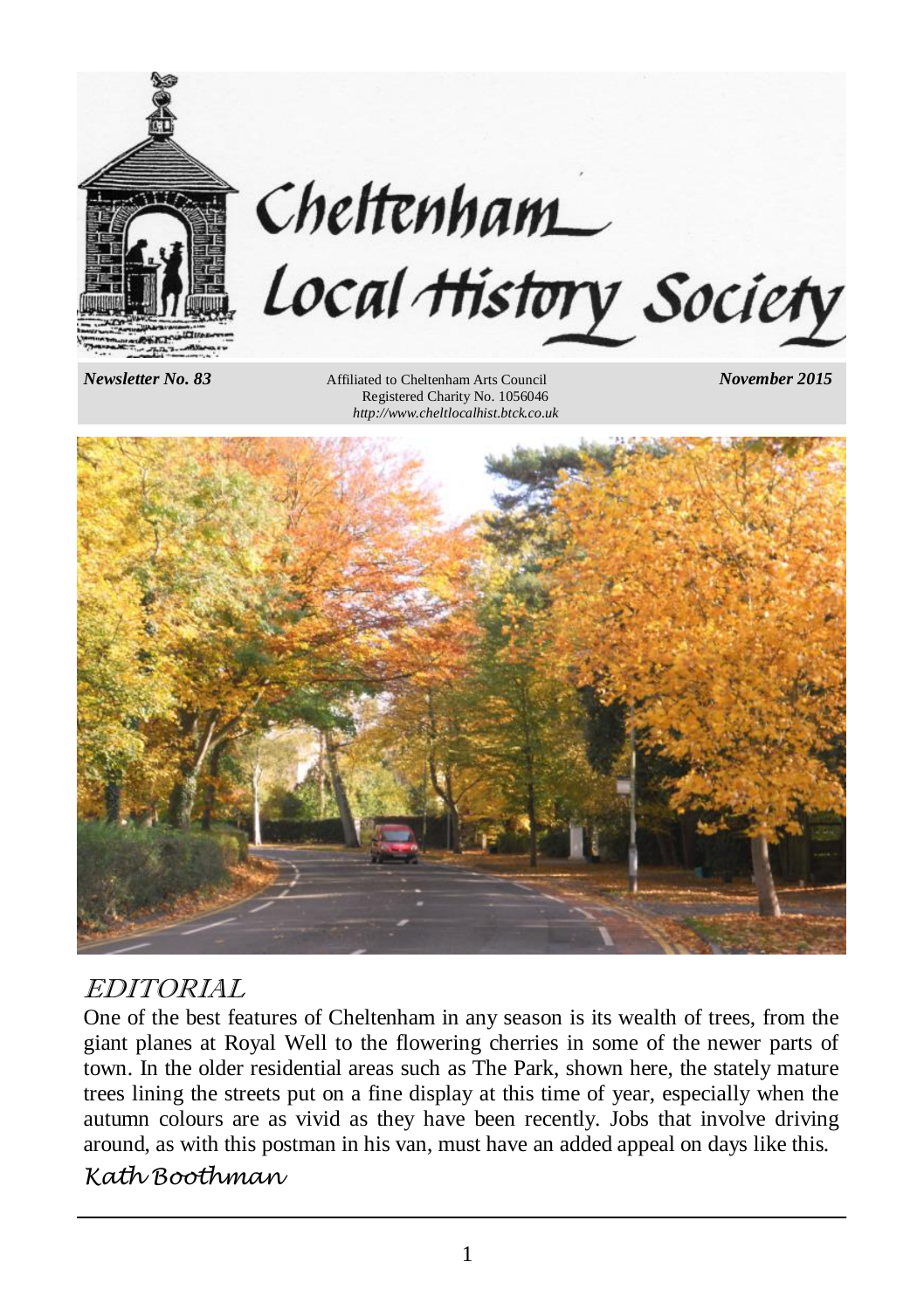# Cheltenham Local History Society

*Newsletter No. 83*

Affiliated to Cheltenham Arts Council
Registered Charity No. 1056046
*http://www.cheltlocalhist.btck.co.uk*

*November 2015*

## EDITORIAL

One of the best features of Cheltenham in any season is its wealth of trees, from the giant planes at Royal Well to the flowering cherries in some of the newer parts of town. In the older residential areas such as The Park, shown here, the stately mature trees lining the streets put on a fine display at this time of year, especially when the autumn colours are as vivid as they have been recently. Jobs that involve driving around, as with this postman in his van, must have an added appeal on days like this.

*Kath Boothman*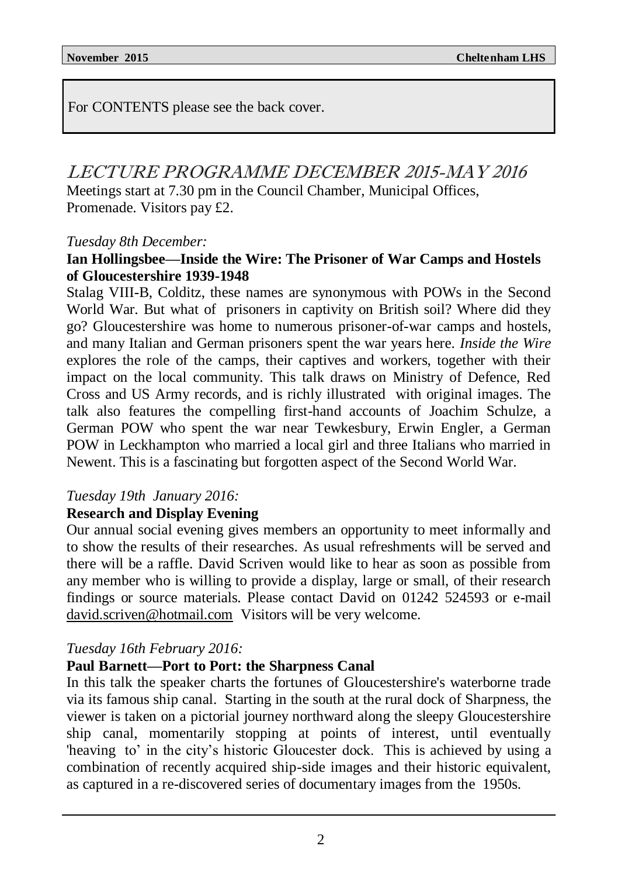For CONTENTS please see the back cover.

# LECTURE PROGRAMME DECEMBER 2015-MAY 2016

Meetings start at 7.30 pm in the Council Chamber, Municipal Offices, Promenade. Visitors pay £2.

*Tuesday 8th December:*

**Ian Hollingsbee—Inside the Wire: The Prisoner of War Camps and Hostels of Gloucestershire 1939-1948**

Stalag VIII-B, Colditz, these names are synonymous with POWs in the Second World War. But what of prisoners in captivity on British soil? Where did they go? Gloucestershire was home to numerous prisoner-of-war camps and hostels, and many Italian and German prisoners spent the war years here. *Inside the Wire* explores the role of the camps, their captives and workers, together with their impact on the local community. This talk draws on Ministry of Defence, Red Cross and US Army records, and is richly illustrated with original images. The talk also features the compelling first-hand accounts of Joachim Schulze, a German POW who spent the war near Tewkesbury, Erwin Engler, a German POW in Leckhampton who married a local girl and three Italians who married in Newent. This is a fascinating but forgotten aspect of the Second World War.

*Tuesday 19th January 2016:*

**Research and Display Evening**

Our annual social evening gives members an opportunity to meet informally and to show the results of their researches. As usual refreshments will be served and there will be a raffle. David Scriven would like to hear as soon as possible from any member who is willing to provide a display, large or small, of their research findings or source materials. Please contact David on 01242 524593 or e-mail david.scriven@hotmail.com Visitors will be very welcome.

*Tuesday 16th February 2016:*

**Paul Barnett—Port to Port: the Sharpness Canal**

In this talk the speaker charts the fortunes of Gloucestershire's waterborne trade via its famous ship canal. Starting in the south at the rural dock of Sharpness, the viewer is taken on a pictorial journey northward along the sleepy Gloucestershire ship canal, momentarily stopping at points of interest, until eventually 'heaving to' in the city's historic Gloucester dock. This is achieved by using a combination of recently acquired ship-side images and their historic equivalent, as captured in a re-discovered series of documentary images from the 1950s.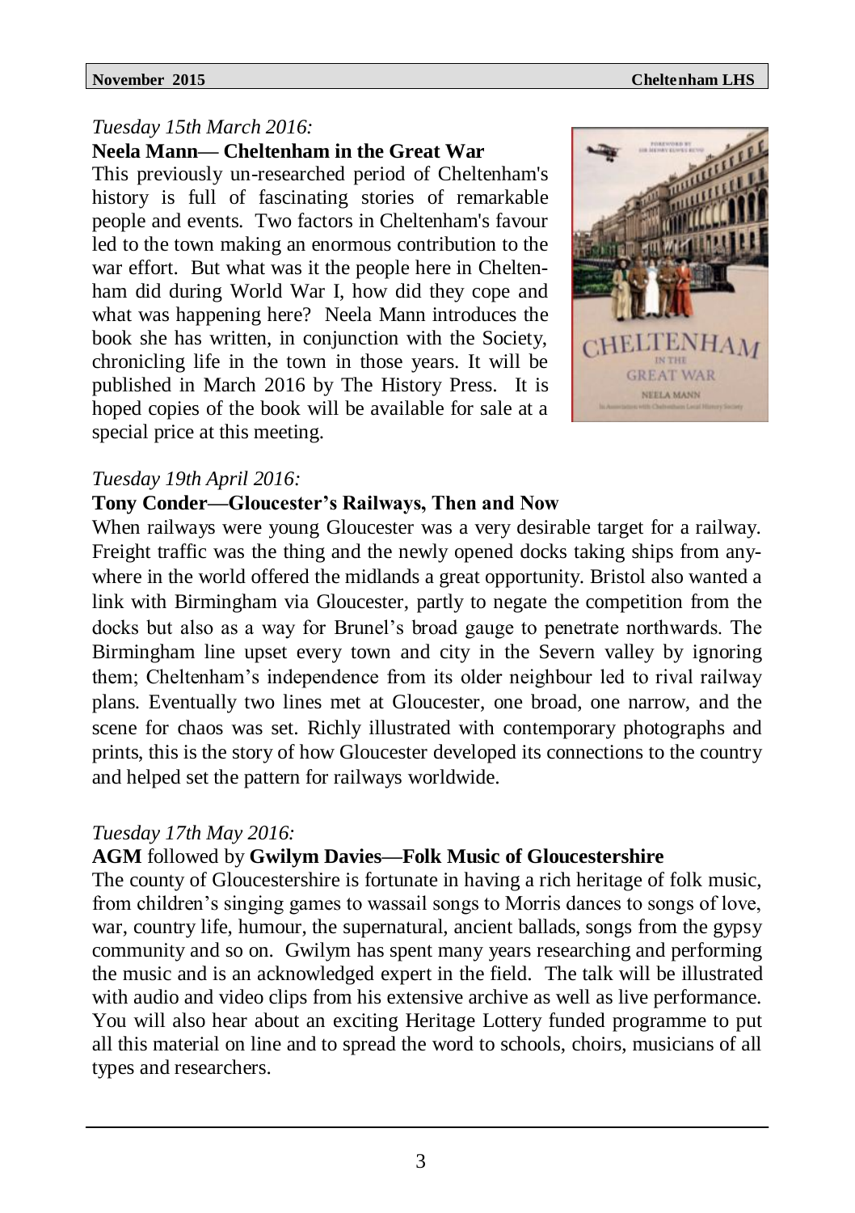*Tuesday 15th March 2016:*

**Neela Mann— Cheltenham in the Great War**

This previously un-researched period of Cheltenham's history is full of fascinating stories of remarkable people and events. Two factors in Cheltenham's favour led to the town making an enormous contribution to the war effort. But what was it the people here in Cheltenham did during World War I, how did they cope and what was happening here? Neela Mann introduces the book she has written, in conjunction with the Society, chronicling life in the town in those years. It will be published in March 2016 by The History Press. It is hoped copies of the book will be available for sale at a special price at this meeting.

*Tuesday 19th April 2016:*

**Tony Conder—Gloucester's Railways, Then and Now**

When railways were young Gloucester was a very desirable target for a railway. Freight traffic was the thing and the newly opened docks taking ships from anywhere in the world offered the midlands a great opportunity. Bristol also wanted a link with Birmingham via Gloucester, partly to negate the competition from the docks but also as a way for Brunel's broad gauge to penetrate northwards. The Birmingham line upset every town and city in the Severn valley by ignoring them; Cheltenham's independence from its older neighbour led to rival railway plans. Eventually two lines met at Gloucester, one broad, one narrow, and the scene for chaos was set. Richly illustrated with contemporary photographs and prints, this is the story of how Gloucester developed its connections to the country and helped set the pattern for railways worldwide.

*Tuesday 17th May 2016:*

**AGM** followed by **Gwilym Davies—Folk Music of Gloucestershire**

The county of Gloucestershire is fortunate in having a rich heritage of folk music, from children's singing games to wassail songs to Morris dances to songs of love, war, country life, humour, the supernatural, ancient ballads, songs from the gypsy community and so on. Gwilym has spent many years researching and performing the music and is an acknowledged expert in the field. The talk will be illustrated with audio and video clips from his extensive archive as well as live performance. You will also hear about an exciting Heritage Lottery funded programme to put all this material on line and to spread the word to schools, choirs, musicians of all types and researchers.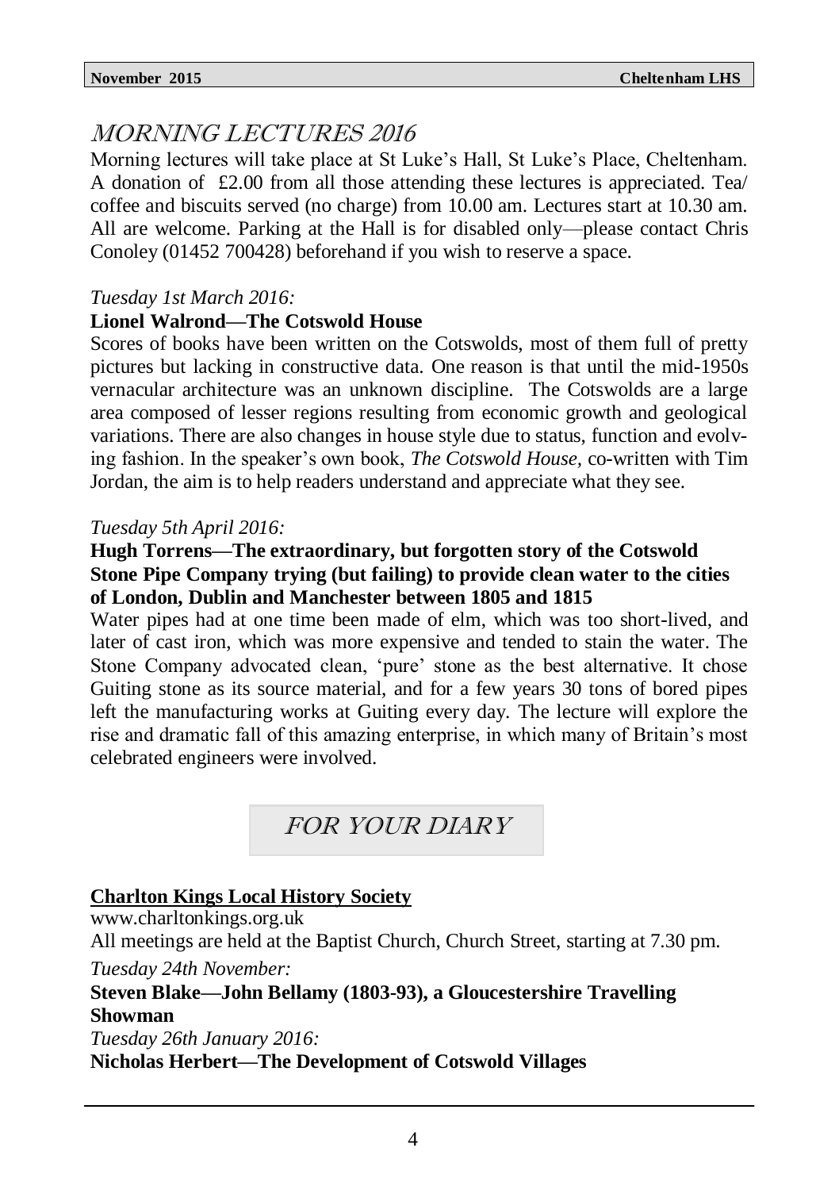## MORNING LECTURES 2016

Morning lectures will take place at St Luke's Hall, St Luke's Place, Cheltenham. A donation of £2.00 from all those attending these lectures is appreciated. Tea/coffee and biscuits served (no charge) from 10.00 am. Lectures start at 10.30 am. All are welcome. Parking at the Hall is for disabled only—please contact Chris Conoley (01452 700428) beforehand if you wish to reserve a space.

*Tuesday 1st March 2016:*

**Lionel Walrond—The Cotswold House**

Scores of books have been written on the Cotswolds, most of them full of pretty pictures but lacking in constructive data. One reason is that until the mid-1950s vernacular architecture was an unknown discipline. The Cotswolds are a large area composed of lesser regions resulting from economic growth and geological variations. There are also changes in house style due to status, function and evolving fashion. In the speaker's own book, *The Cotswold House*, co-written with Tim Jordan, the aim is to help readers understand and appreciate what they see.

*Tuesday 5th April 2016:*

**Hugh Torrens—The extraordinary, but forgotten story of the Cotswold Stone Pipe Company trying (but failing) to provide clean water to the cities of London, Dublin and Manchester between 1805 and 1815**

Water pipes had at one time been made of elm, which was too short-lived, and later of cast iron, which was more expensive and tended to stain the water. The Stone Company advocated clean, 'pure' stone as the best alternative. It chose Guiting stone as its source material, and for a few years 30 tons of bored pipes left the manufacturing works at Guiting every day. The lecture will explore the rise and dramatic fall of this amazing enterprise, in which many of Britain's most celebrated engineers were involved.

## FOR YOUR DIARY

**Charlton Kings Local History Society**

www.charltonkings.org.uk

All meetings are held at the Baptist Church, Church Street, starting at 7.30 pm.

*Tuesday 24th November:*

**Steven Blake—John Bellamy (1803-93), a Gloucestershire Travelling Showman**

*Tuesday 26th January 2016:*

**Nicholas Herbert—The Development of Cotswold Villages**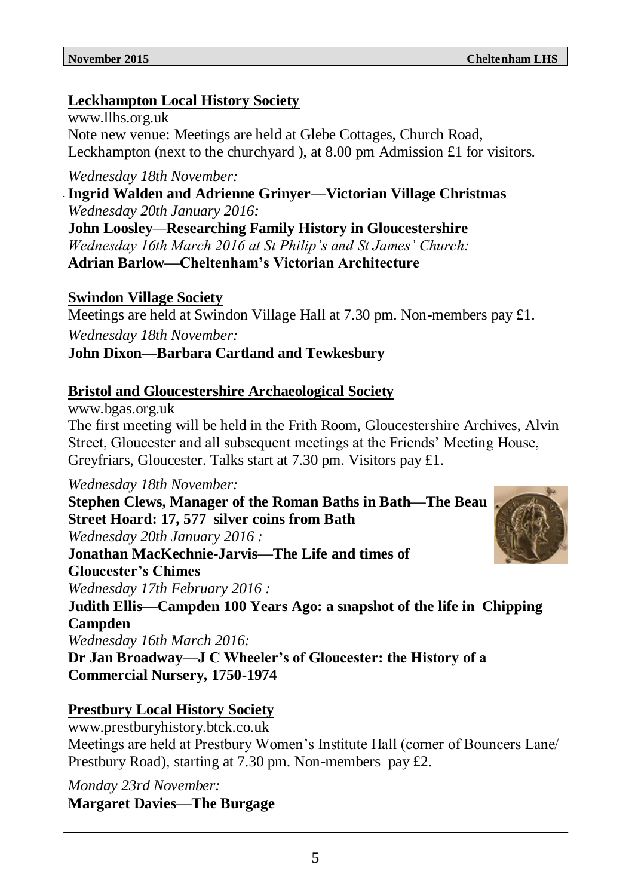## Leckhampton Local History Society

www.llhs.org.uk

Note new venue: Meetings are held at Glebe Cottages, Church Road, Leckhampton (next to the churchyard ), at 8.00 pm Admission £1 for visitors.

*Wednesday 18th November:*

**Ingrid Walden and Adrienne Grinyer—Victorian Village Christmas**

*Wednesday 20th January 2016:*

**John Loosley—Researching Family History in Gloucestershire**

*Wednesday 16th March 2016 at St Philip's and St James' Church:*

**Adrian Barlow—Cheltenham's Victorian Architecture**

## Swindon Village Society

Meetings are held at Swindon Village Hall at 7.30 pm. Non-members pay £1.

*Wednesday 18th November:*

**John Dixon—Barbara Cartland and Tewkesbury**

## Bristol and Gloucestershire Archaeological Society

www.bgas.org.uk

The first meeting will be held in the Frith Room, Gloucestershire Archives, Alvin Street, Gloucester and all subsequent meetings at the Friends' Meeting House, Greyfriars, Gloucester. Talks start at 7.30 pm. Visitors pay £1.

*Wednesday 18th November:*

**Stephen Clews, Manager of the Roman Baths in Bath—The Beau Street Hoard: 17, 577 silver coins from Bath**

*Wednesday 20th January 2016 :*

**Jonathan MacKechnie-Jarvis—The Life and times of Gloucester's Chimes**

*Wednesday 17th February 2016 :*

**Judith Ellis—Campden 100 Years Ago: a snapshot of the life in Chipping Campden**

*Wednesday 16th March 2016:*

**Dr Jan Broadway—J C Wheeler's of Gloucester: the History of a Commercial Nursery, 1750-1974**

## Prestbury Local History Society

www.prestburyhistory.btck.co.uk

Meetings are held at Prestbury Women's Institute Hall (corner of Bouncers Lane/ Prestbury Road), starting at 7.30 pm. Non-members pay £2.

*Monday 23rd November:*

**Margaret Davies—The Burgage**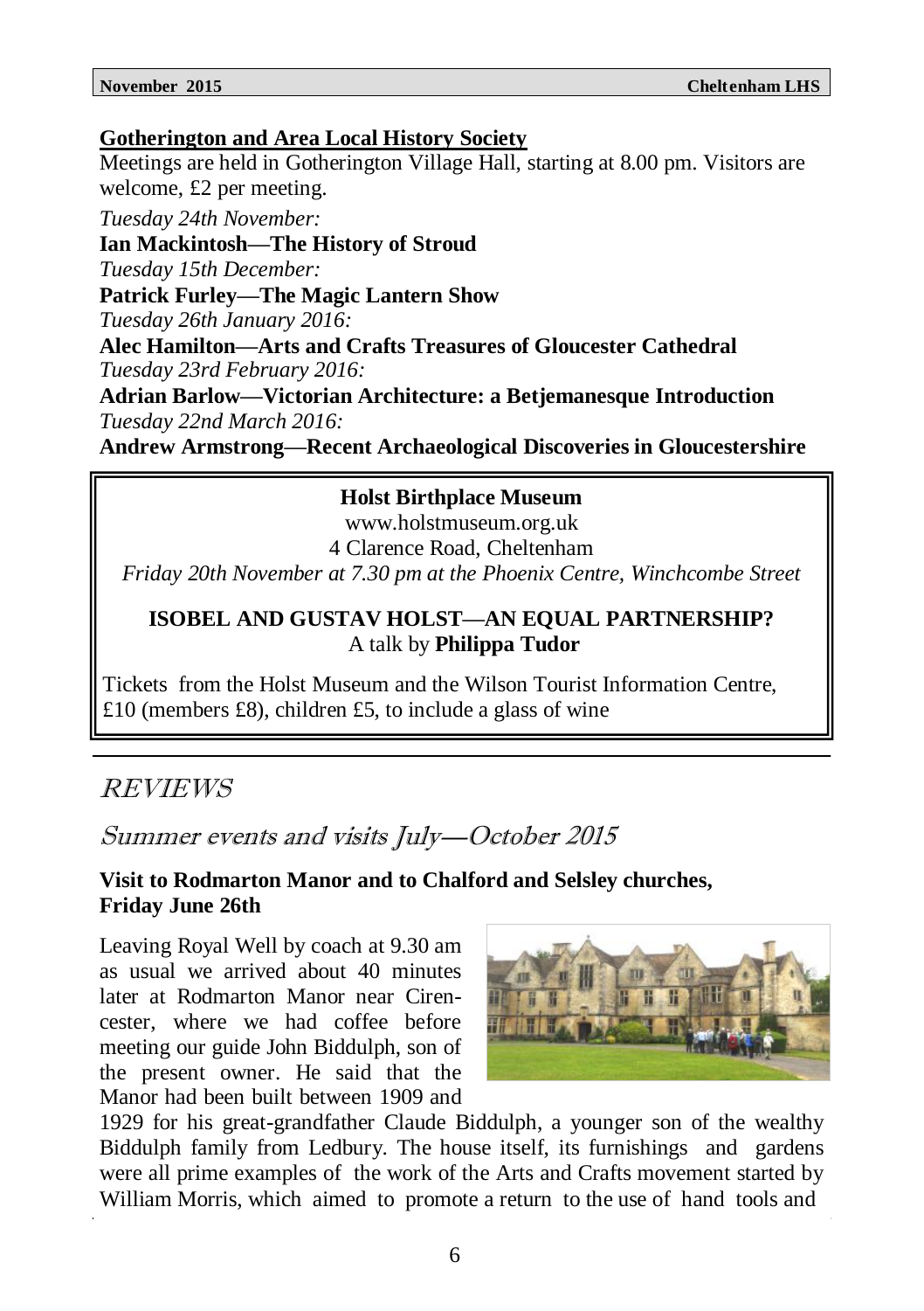## Gotherington and Area Local History Society

Meetings are held in Gotherington Village Hall, starting at 8.00 pm. Visitors are welcome, £2 per meeting.

*Tuesday 24th November:*
**Ian Mackintosh—The History of Stroud**
*Tuesday 15th December:*
**Patrick Furley—The Magic Lantern Show**
*Tuesday 26th January 2016:*
**Alec Hamilton—Arts and Crafts Treasures of Gloucester Cathedral**
*Tuesday 23rd February 2016:*
**Adrian Barlow—Victorian Architecture: a Betjemanesque Introduction**
*Tuesday 22nd March 2016:*
**Andrew Armstrong—Recent Archaeological Discoveries in Gloucestershire**

**Holst Birthplace Museum**
www.holstmuseum.org.uk
4 Clarence Road, Cheltenham
*Friday 20th November at 7.30 pm at the Phoenix Centre, Winchcombe Street*

**ISOBEL AND GUSTAV HOLST—AN EQUAL PARTNERSHIP?**
A talk by **Philippa Tudor**

Tickets from the Holst Museum and the Wilson Tourist Information Centre, £10 (members £8), children £5, to include a glass of wine

# REVIEWS

## Summer events and visits July—October 2015

### Visit to Rodmarton Manor and to Chalford and Selsley churches, Friday June 26th

Leaving Royal Well by coach at 9.30 am as usual we arrived about 40 minutes later at Rodmarton Manor near Cirencester, where we had coffee before meeting our guide John Biddulph, son of the present owner. He said that the Manor had been built between 1909 and 1929 for his great-grandfather Claude Biddulph, a younger son of the wealthy Biddulph family from Ledbury. The house itself, its furnishings and gardens were all prime examples of the work of the Arts and Crafts movement started by William Morris, which aimed to promote a return to the use of hand tools and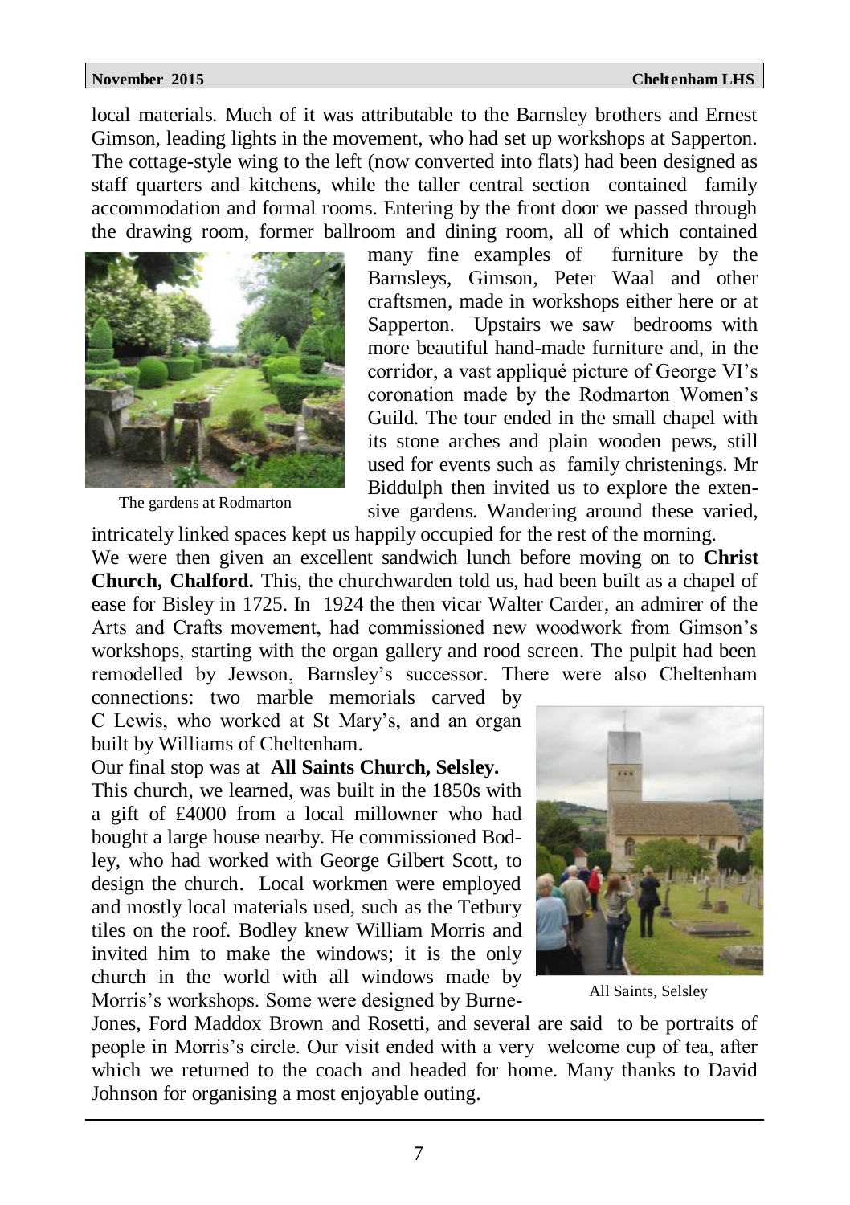local materials. Much of it was attributable to the Barnsley brothers and Ernest Gimson, leading lights in the movement, who had set up workshops at Sapperton. The cottage-style wing to the left (now converted into flats) had been designed as staff quarters and kitchens, while the taller central section contained family accommodation and formal rooms. Entering by the front door we passed through the drawing room, former ballroom and dining room, all of which contained many fine examples of furniture by the Barnsleys, Gimson, Peter Waal and other craftsmen, made in workshops either here or at Sapperton. Upstairs we saw bedrooms with more beautiful hand-made furniture and, in the corridor, a vast appliqué picture of George VI's coronation made by the Rodmarton Women's Guild. The tour ended in the small chapel with its stone arches and plain wooden pews, still used for events such as family christenings. Mr Biddulph then invited us to explore the extensive gardens. Wandering around these varied, intricately linked spaces kept us happily occupied for the rest of the morning.

The gardens at Rodmarton

We were then given an excellent sandwich lunch before moving on to **Christ Church, Chalford.** This, the churchwarden told us, had been built as a chapel of ease for Bisley in 1725. In 1924 the then vicar Walter Carder, an admirer of the Arts and Crafts movement, had commissioned new woodwork from Gimson's workshops, starting with the organ gallery and rood screen. The pulpit had been remodelled by Jewson, Barnsley's successor. There were also Cheltenham connections: two marble memorials carved by C Lewis, who worked at St Mary's, and an organ built by Williams of Cheltenham.

Our final stop was at **All Saints Church, Selsley.**

This church, we learned, was built in the 1850s with a gift of £4000 from a local millowner who had bought a large house nearby. He commissioned Bodley, who had worked with George Gilbert Scott, to design the church. Local workmen were employed and mostly local materials used, such as the Tetbury tiles on the roof. Bodley knew William Morris and invited him to make the windows; it is the only church in the world with all windows made by Morris's workshops. Some were designed by Burne-Jones, Ford Maddox Brown and Rosetti, and several are said to be portraits of people in Morris's circle. Our visit ended with a very welcome cup of tea, after which we returned to the coach and headed for home. Many thanks to David Johnson for organising a most enjoyable outing.

All Saints, Selsley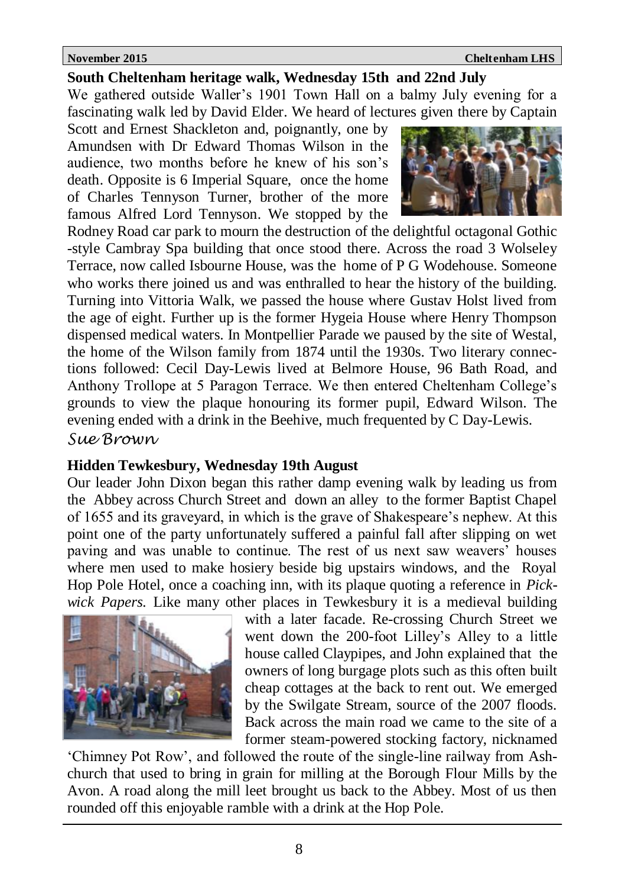## South Cheltenham heritage walk, Wednesday 15th and 22nd July

We gathered outside Waller's 1901 Town Hall on a balmy July evening for a fascinating walk led by David Elder. We heard of lectures given there by Captain Scott and Ernest Shackleton and, poignantly, one by Amundsen with Dr Edward Thomas Wilson in the audience, two months before he knew of his son's death. Opposite is 6 Imperial Square, once the home of Charles Tennyson Turner, brother of the more famous Alfred Lord Tennyson. We stopped by the Rodney Road car park to mourn the destruction of the delightful octagonal Gothic-style Cambray Spa building that once stood there. Across the road 3 Wolseley Terrace, now called Isbourne House, was the home of P G Wodehouse. Someone who works there joined us and was enthralled to hear the history of the building. Turning into Vittoria Walk, we passed the house where Gustav Holst lived from the age of eight. Further up is the former Hygeia House where Henry Thompson dispensed medical waters. In Montpellier Parade we paused by the site of Westal, the home of the Wilson family from 1874 until the 1930s. Two literary connections followed: Cecil Day-Lewis lived at Belmore House, 96 Bath Road, and Anthony Trollope at 5 Paragon Terrace. We then entered Cheltenham College's grounds to view the plaque honouring its former pupil, Edward Wilson. The evening ended with a drink in the Beehive, much frequented by C Day-Lewis.

*Sue Brown*

## Hidden Tewkesbury, Wednesday 19th August

Our leader John Dixon began this rather damp evening walk by leading us from the Abbey across Church Street and down an alley to the former Baptist Chapel of 1655 and its graveyard, in which is the grave of Shakespeare's nephew. At this point one of the party unfortunately suffered a painful fall after slipping on wet paving and was unable to continue. The rest of us next saw weavers' houses where men used to make hosiery beside big upstairs windows, and the Royal Hop Pole Hotel, once a coaching inn, with its plaque quoting a reference in *Pickwick Papers.* Like many other places in Tewkesbury it is a medieval building with a later facade. Re-crossing Church Street we went down the 200-foot Lilley's Alley to a little house called Claypipes, and John explained that the owners of long burgage plots such as this often built cheap cottages at the back to rent out. We emerged by the Swilgate Stream, source of the 2007 floods. Back across the main road we came to the site of a former steam-powered stocking factory, nicknamed 'Chimney Pot Row', and followed the route of the single-line railway from Ashchurch that used to bring in grain for milling at the Borough Flour Mills by the Avon. A road along the mill leet brought us back to the Abbey. Most of us then rounded off this enjoyable ramble with a drink at the Hop Pole.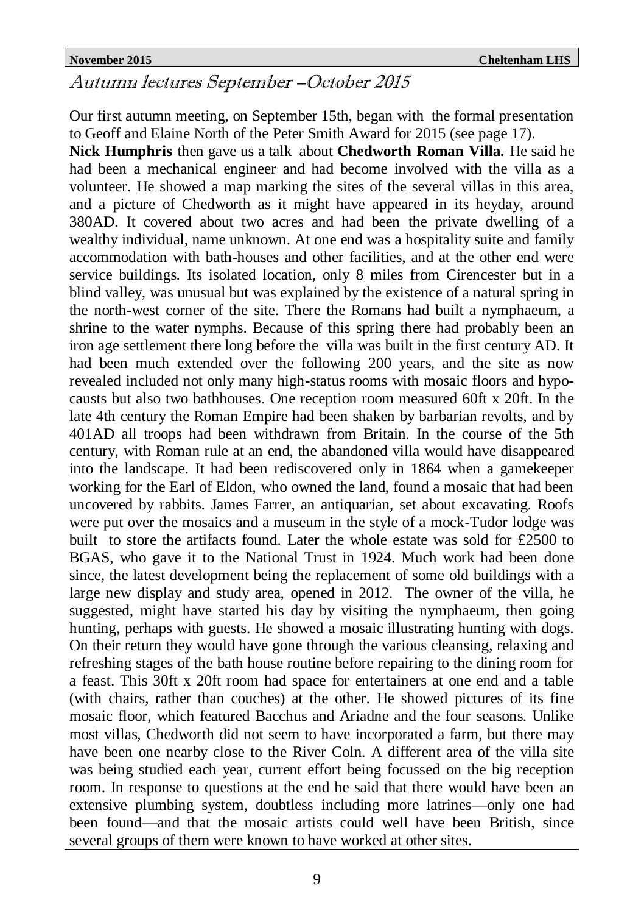## *Autumn lectures September –October 2015*

Our first autumn meeting, on September 15th, began with the formal presentation to Geoff and Elaine North of the Peter Smith Award for 2015 (see page 17).

**Nick Humphris** then gave us a talk about **Chedworth Roman Villa.** He said he had been a mechanical engineer and had become involved with the villa as a volunteer. He showed a map marking the sites of the several villas in this area, and a picture of Chedworth as it might have appeared in its heyday, around 380AD. It covered about two acres and had been the private dwelling of a wealthy individual, name unknown. At one end was a hospitality suite and family accommodation with bath-houses and other facilities, and at the other end were service buildings. Its isolated location, only 8 miles from Cirencester but in a blind valley, was unusual but was explained by the existence of a natural spring in the north-west corner of the site. There the Romans had built a nymphaeum, a shrine to the water nymphs. Because of this spring there had probably been an iron age settlement there long before the villa was built in the first century AD. It had been much extended over the following 200 years, and the site as now revealed included not only many high-status rooms with mosaic floors and hypocausts but also two bathhouses. One reception room measured 60ft x 20ft. In the late 4th century the Roman Empire had been shaken by barbarian revolts, and by 401AD all troops had been withdrawn from Britain. In the course of the 5th century, with Roman rule at an end, the abandoned villa would have disappeared into the landscape. It had been rediscovered only in 1864 when a gamekeeper working for the Earl of Eldon, who owned the land, found a mosaic that had been uncovered by rabbits. James Farrer, an antiquarian, set about excavating. Roofs were put over the mosaics and a museum in the style of a mock-Tudor lodge was built to store the artifacts found. Later the whole estate was sold for £2500 to BGAS, who gave it to the National Trust in 1924. Much work had been done since, the latest development being the replacement of some old buildings with a large new display and study area, opened in 2012. The owner of the villa, he suggested, might have started his day by visiting the nymphaeum, then going hunting, perhaps with guests. He showed a mosaic illustrating hunting with dogs. On their return they would have gone through the various cleansing, relaxing and refreshing stages of the bath house routine before repairing to the dining room for a feast. This 30ft x 20ft room had space for entertainers at one end and a table (with chairs, rather than couches) at the other. He showed pictures of its fine mosaic floor, which featured Bacchus and Ariadne and the four seasons. Unlike most villas, Chedworth did not seem to have incorporated a farm, but there may have been one nearby close to the River Coln. A different area of the villa site was being studied each year, current effort being focussed on the big reception room. In response to questions at the end he said that there would have been an extensive plumbing system, doubtless including more latrines—only one had been found—and that the mosaic artists could well have been British, since several groups of them were known to have worked at other sites.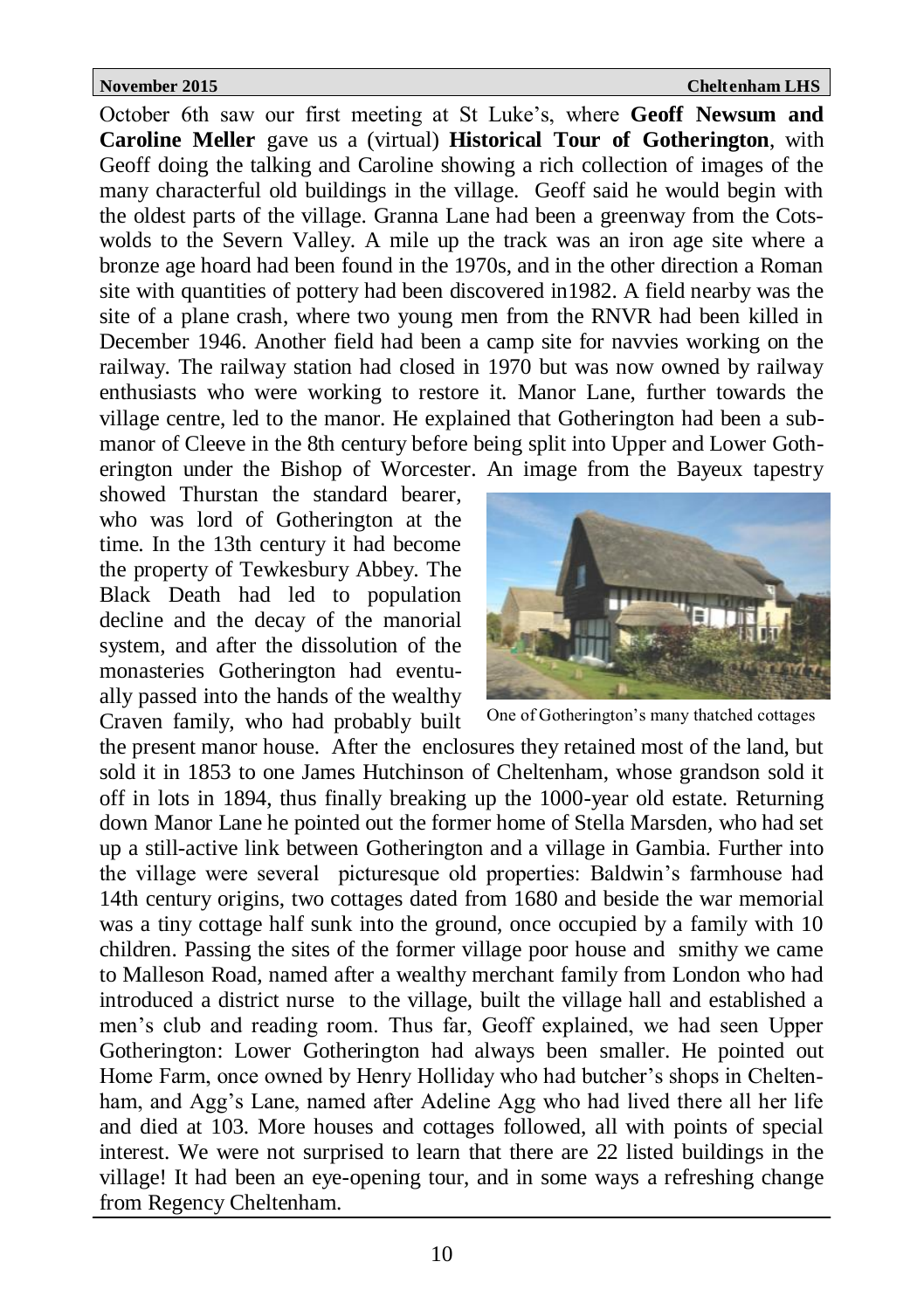October 6th saw our first meeting at St Luke's, where **Geoff Newsum and Caroline Meller** gave us a (virtual) **Historical Tour of Gotherington**, with Geoff doing the talking and Caroline showing a rich collection of images of the many characterful old buildings in the village. Geoff said he would begin with the oldest parts of the village. Granna Lane had been a greenway from the Cotswolds to the Severn Valley. A mile up the track was an iron age site where a bronze age hoard had been found in the 1970s, and in the other direction a Roman site with quantities of pottery had been discovered in1982. A field nearby was the site of a plane crash, where two young men from the RNVR had been killed in December 1946. Another field had been a camp site for navvies working on the railway. The railway station had closed in 1970 but was now owned by railway enthusiasts who were working to restore it. Manor Lane, further towards the village centre, led to the manor. He explained that Gotherington had been a sub-manor of Cleeve in the 8th century before being split into Upper and Lower Gotherington under the Bishop of Worcester. An image from the Bayeux tapestry showed Thurstan the standard bearer, who was lord of Gotherington at the time. In the 13th century it had become the property of Tewkesbury Abbey. The Black Death had led to population decline and the decay of the manorial system, and after the dissolution of the monasteries Gotherington had eventually passed into the hands of the wealthy Craven family, who had probably built the present manor house. After the enclosures they retained most of the land, but sold it in 1853 to one James Hutchinson of Cheltenham, whose grandson sold it off in lots in 1894, thus finally breaking up the 1000-year old estate. Returning down Manor Lane he pointed out the former home of Stella Marsden, who had set up a still-active link between Gotherington and a village in Gambia. Further into the village were several picturesque old properties: Baldwin's farmhouse had 14th century origins, two cottages dated from 1680 and beside the war memorial was a tiny cottage half sunk into the ground, once occupied by a family with 10 children. Passing the sites of the former village poor house and smithy we came to Malleson Road, named after a wealthy merchant family from London who had introduced a district nurse to the village, built the village hall and established a men's club and reading room. Thus far, Geoff explained, we had seen Upper Gotherington: Lower Gotherington had always been smaller. He pointed out Home Farm, once owned by Henry Holliday who had butcher's shops in Cheltenham, and Agg's Lane, named after Adeline Agg who had lived there all her life and died at 103. More houses and cottages followed, all with points of special interest. We were not surprised to learn that there are 22 listed buildings in the village! It had been an eye-opening tour, and in some ways a refreshing change from Regency Cheltenham.

One of Gotherington's many thatched cottages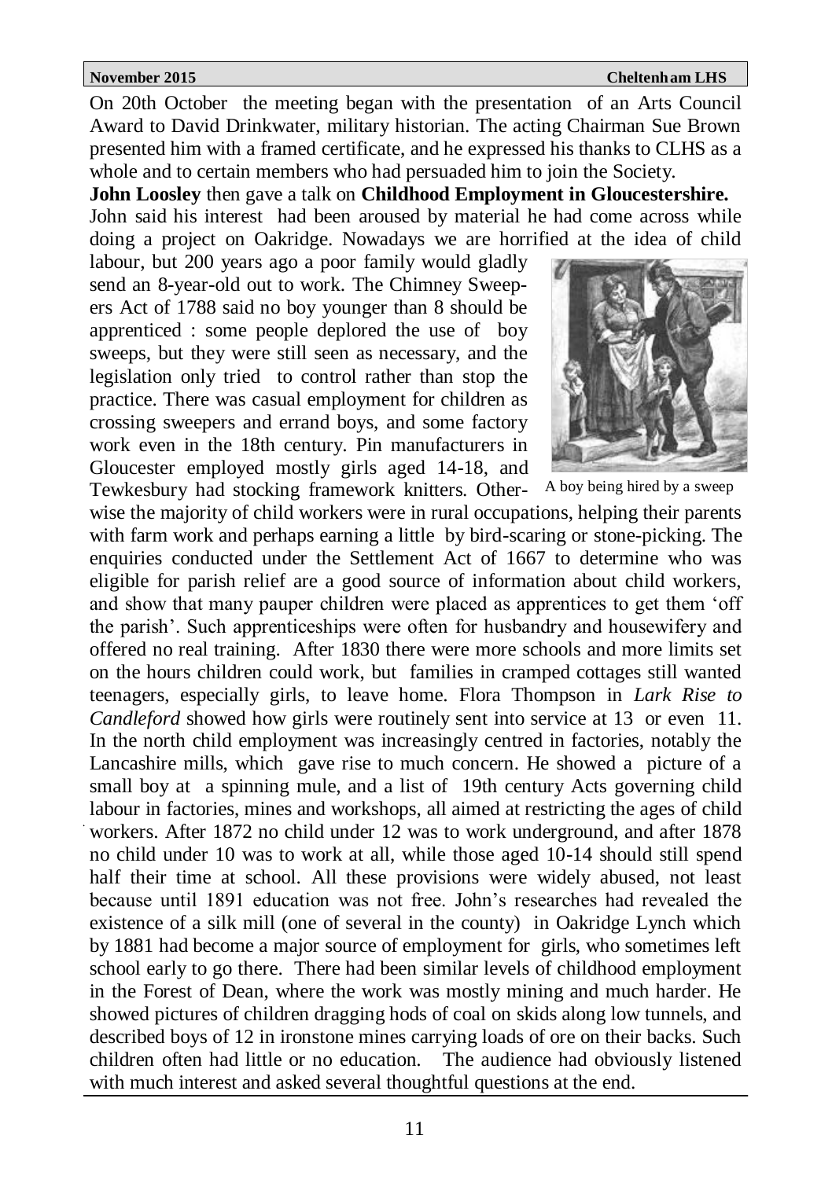On 20th October the meeting began with the presentation of an Arts Council Award to David Drinkwater, military historian. The acting Chairman Sue Brown presented him with a framed certificate, and he expressed his thanks to CLHS as a whole and to certain members who had persuaded him to join the Society.

**John Loosley** then gave a talk on **Childhood Employment in Gloucestershire.** John said his interest had been aroused by material he had come across while doing a project on Oakridge. Nowadays we are horrified at the idea of child labour, but 200 years ago a poor family would gladly send an 8-year-old out to work. The Chimney Sweepers Act of 1788 said no boy younger than 8 should be apprenticed : some people deplored the use of boy sweeps, but they were still seen as necessary, and the legislation only tried to control rather than stop the practice. There was casual employment for children as crossing sweepers and errand boys, and some factory work even in the 18th century. Pin manufacturers in Gloucester employed mostly girls aged 14-18, and Tewkesbury had stocking framework knitters. Otherwise the majority of child workers were in rural occupations, helping their parents with farm work and perhaps earning a little by bird-scaring or stone-picking. The enquiries conducted under the Settlement Act of 1667 to determine who was eligible for parish relief are a good source of information about child workers, and show that many pauper children were placed as apprentices to get them 'off the parish'. Such apprenticeships were often for husbandry and housewifery and offered no real training. After 1830 there were more schools and more limits set on the hours children could work, but families in cramped cottages still wanted teenagers, especially girls, to leave home. Flora Thompson in *Lark Rise to Candleford* showed how girls were routinely sent into service at 13 or even 11. In the north child employment was increasingly centred in factories, notably the Lancashire mills, which gave rise to much concern. He showed a picture of a small boy at a spinning mule, and a list of 19th century Acts governing child labour in factories, mines and workshops, all aimed at restricting the ages of child workers. After 1872 no child under 12 was to work underground, and after 1878 no child under 10 was to work at all, while those aged 10-14 should still spend half their time at school. All these provisions were widely abused, not least because until 1891 education was not free. John's researches had revealed the existence of a silk mill (one of several in the county) in Oakridge Lynch which by 1881 had become a major source of employment for girls, who sometimes left school early to go there. There had been similar levels of childhood employment in the Forest of Dean, where the work was mostly mining and much harder. He showed pictures of children dragging hods of coal on skids along low tunnels, and described boys of 12 in ironstone mines carrying loads of ore on their backs. Such children often had little or no education. The audience had obviously listened with much interest and asked several thoughtful questions at the end.

A boy being hired by a sweep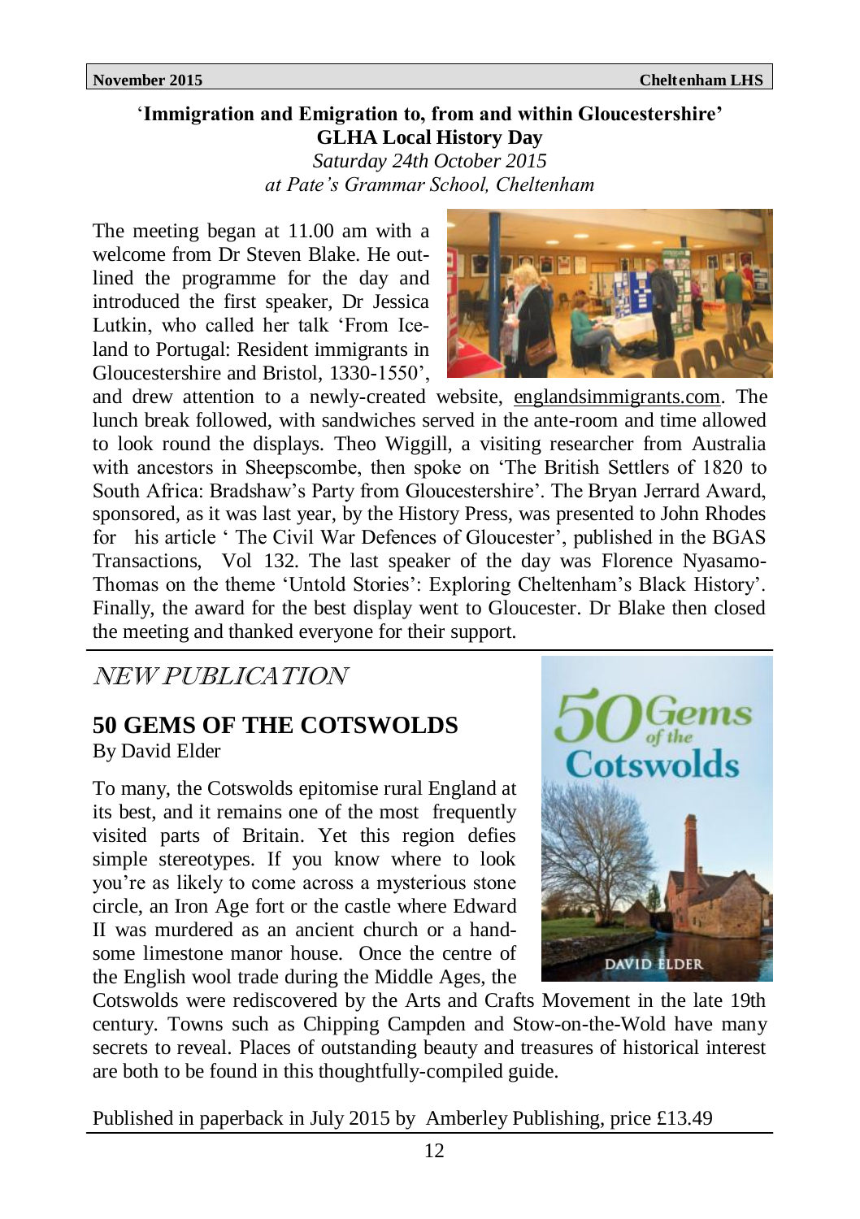**'Immigration and Emigration to, from and within Gloucestershire'**
**GLHA Local History Day**
*Saturday 24th October 2015*
*at Pate's Grammar School, Cheltenham*

The meeting began at 11.00 am with a welcome from Dr Steven Blake. He outlined the programme for the day and introduced the first speaker, Dr Jessica Lutkin, who called her talk 'From Iceland to Portugal: Resident immigrants in Gloucestershire and Bristol, 1330-1550', and drew attention to a newly-created website, englandsimmigrants.com. The lunch break followed, with sandwiches served in the ante-room and time allowed to look round the displays. Theo Wiggill, a visiting researcher from Australia with ancestors in Sheepscombe, then spoke on 'The British Settlers of 1820 to South Africa: Bradshaw's Party from Gloucestershire'. The Bryan Jerrard Award, sponsored, as it was last year, by the History Press, was presented to John Rhodes for his article ' The Civil War Defences of Gloucester', published in the BGAS Transactions, Vol 132. The last speaker of the day was Florence Nyasamo-Thomas on the theme 'Untold Stories': Exploring Cheltenham's Black History'. Finally, the award for the best display went to Gloucester. Dr Blake then closed the meeting and thanked everyone for their support.

## *NEW PUBLICATION*

## 50 GEMS OF THE COTSWOLDS

By David Elder

To many, the Cotswolds epitomise rural England at its best, and it remains one of the most frequently visited parts of Britain. Yet this region defies simple stereotypes. If you know where to look you're as likely to come across a mysterious stone circle, an Iron Age fort or the castle where Edward II was murdered as an ancient church or a handsome limestone manor house. Once the centre of the English wool trade during the Middle Ages, the Cotswolds were rediscovered by the Arts and Crafts Movement in the late 19th century. Towns such as Chipping Campden and Stow-on-the-Wold have many secrets to reveal. Places of outstanding beauty and treasures of historical interest are both to be found in this thoughtfully-compiled guide.

Published in paperback in July 2015 by Amberley Publishing, price £13.49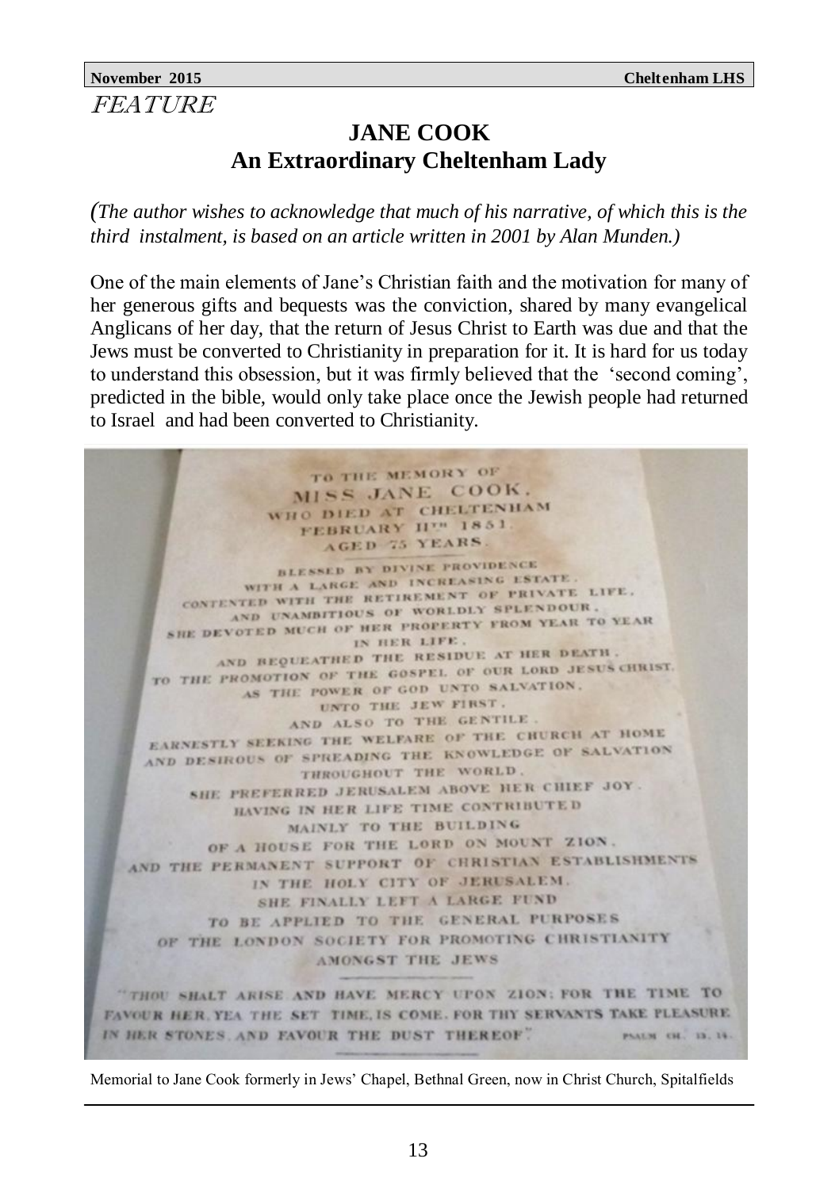*FEATURE*

# JANE COOK
## An Extraordinary Cheltenham Lady

*(The author wishes to acknowledge that much of his narrative, of which this is the third instalment, is based on an article written in 2001 by Alan Munden.)*

One of the main elements of Jane's Christian faith and the motivation for many of her generous gifts and bequests was the conviction, shared by many evangelical Anglicans of her day, that the return of Jesus Christ to Earth was due and that the Jews must be converted to Christianity in preparation for it. It is hard for us today to understand this obsession, but it was firmly believed that the 'second coming', predicted in the bible, would only take place once the Jewish people had returned to Israel and had been converted to Christianity.

TO THE MEMORY OF
MISS JANE COOK,
WHO DIED AT CHELTENHAM
FEBRUARY 11TH 1851.
AGED 75 YEARS.

BLESSED BY DIVINE PROVIDENCE
WITH A LARGE AND INCREASING ESTATE,
CONTENTED WITH THE RETIREMENT OF PRIVATE LIFE,
AND UNAMBITIOUS OF WORLDLY SPLENDOUR,
SHE DEVOTED MUCH OF HER PROPERTY FROM YEAR TO YEAR
IN HER LIFE,
AND BEQUEATHED THE RESIDUE AT HER DEATH,
TO THE PROMOTION OF THE GOSPEL OF OUR LORD JESUS CHRIST,
AS THE POWER OF GOD UNTO SALVATION,
UNTO THE JEW FIRST,
AND ALSO TO THE GENTILE.
EARNESTLY SEEKING THE WELFARE OF THE CHURCH AT HOME
AND DESIROUS OF SPREADING THE KNOWLEDGE OF SALVATION
THROUGHOUT THE WORLD,
SHE PREFERRED JERUSALEM ABOVE HER CHIEF JOY.
HAVING IN HER LIFE TIME CONTRIBUTED
MAINLY TO THE BUILDING
OF A HOUSE FOR THE LORD ON MOUNT ZION,
AND THE PERMANENT SUPPORT OF CHRISTIAN ESTABLISHMENTS
IN THE HOLY CITY OF JERUSALEM.
SHE FINALLY LEFT A LARGE FUND
TO BE APPLIED TO THE GENERAL PURPOSES
OF THE LONDON SOCIETY FOR PROMOTING CHRISTIANITY
AMONGST THE JEWS

"THOU SHALT ARISE AND HAVE MERCY UPON ZION: FOR THE TIME TO FAVOUR HER, YEA THE SET TIME, IS COME. FOR THY SERVANTS TAKE PLEASURE IN HER STONES, AND FAVOUR THE DUST THEREOF." PSALM CII. 13, 14.

Memorial to Jane Cook formerly in Jews' Chapel, Bethnal Green, now in Christ Church, Spitalfields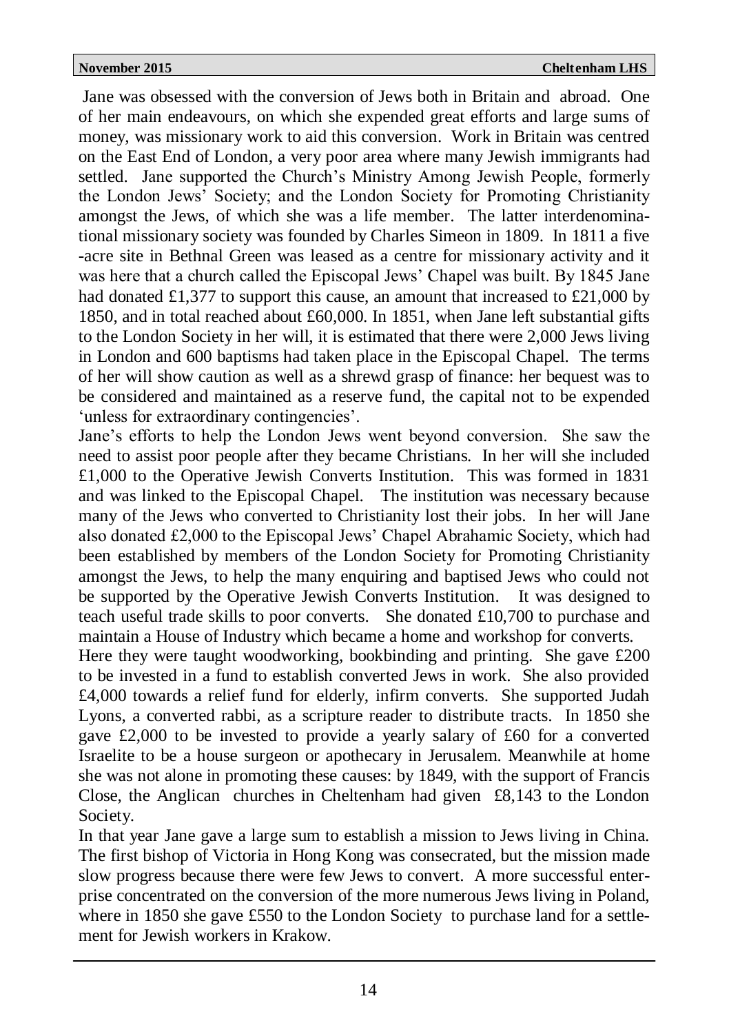Jane was obsessed with the conversion of Jews both in Britain and abroad. One of her main endeavours, on which she expended great efforts and large sums of money, was missionary work to aid this conversion. Work in Britain was centred on the East End of London, a very poor area where many Jewish immigrants had settled. Jane supported the Church's Ministry Among Jewish People, formerly the London Jews' Society; and the London Society for Promoting Christianity amongst the Jews, of which she was a life member. The latter interdenominational missionary society was founded by Charles Simeon in 1809. In 1811 a five-acre site in Bethnal Green was leased as a centre for missionary activity and it was here that a church called the Episcopal Jews' Chapel was built. By 1845 Jane had donated £1,377 to support this cause, an amount that increased to £21,000 by 1850, and in total reached about £60,000. In 1851, when Jane left substantial gifts to the London Society in her will, it is estimated that there were 2,000 Jews living in London and 600 baptisms had taken place in the Episcopal Chapel. The terms of her will show caution as well as a shrewd grasp of finance: her bequest was to be considered and maintained as a reserve fund, the capital not to be expended 'unless for extraordinary contingencies'.

Jane's efforts to help the London Jews went beyond conversion. She saw the need to assist poor people after they became Christians. In her will she included £1,000 to the Operative Jewish Converts Institution. This was formed in 1831 and was linked to the Episcopal Chapel. The institution was necessary because many of the Jews who converted to Christianity lost their jobs. In her will Jane also donated £2,000 to the Episcopal Jews' Chapel Abrahamic Society, which had been established by members of the London Society for Promoting Christianity amongst the Jews, to help the many enquiring and baptised Jews who could not be supported by the Operative Jewish Converts Institution. It was designed to teach useful trade skills to poor converts. She donated £10,700 to purchase and maintain a House of Industry which became a home and workshop for converts.

Here they were taught woodworking, bookbinding and printing. She gave £200 to be invested in a fund to establish converted Jews in work. She also provided £4,000 towards a relief fund for elderly, infirm converts. She supported Judah Lyons, a converted rabbi, as a scripture reader to distribute tracts. In 1850 she gave £2,000 to be invested to provide a yearly salary of £60 for a converted Israelite to be a house surgeon or apothecary in Jerusalem. Meanwhile at home she was not alone in promoting these causes: by 1849, with the support of Francis Close, the Anglican churches in Cheltenham had given £8,143 to the London Society.

In that year Jane gave a large sum to establish a mission to Jews living in China. The first bishop of Victoria in Hong Kong was consecrated, but the mission made slow progress because there were few Jews to convert. A more successful enterprise concentrated on the conversion of the more numerous Jews living in Poland, where in 1850 she gave £550 to the London Society to purchase land for a settlement for Jewish workers in Krakow.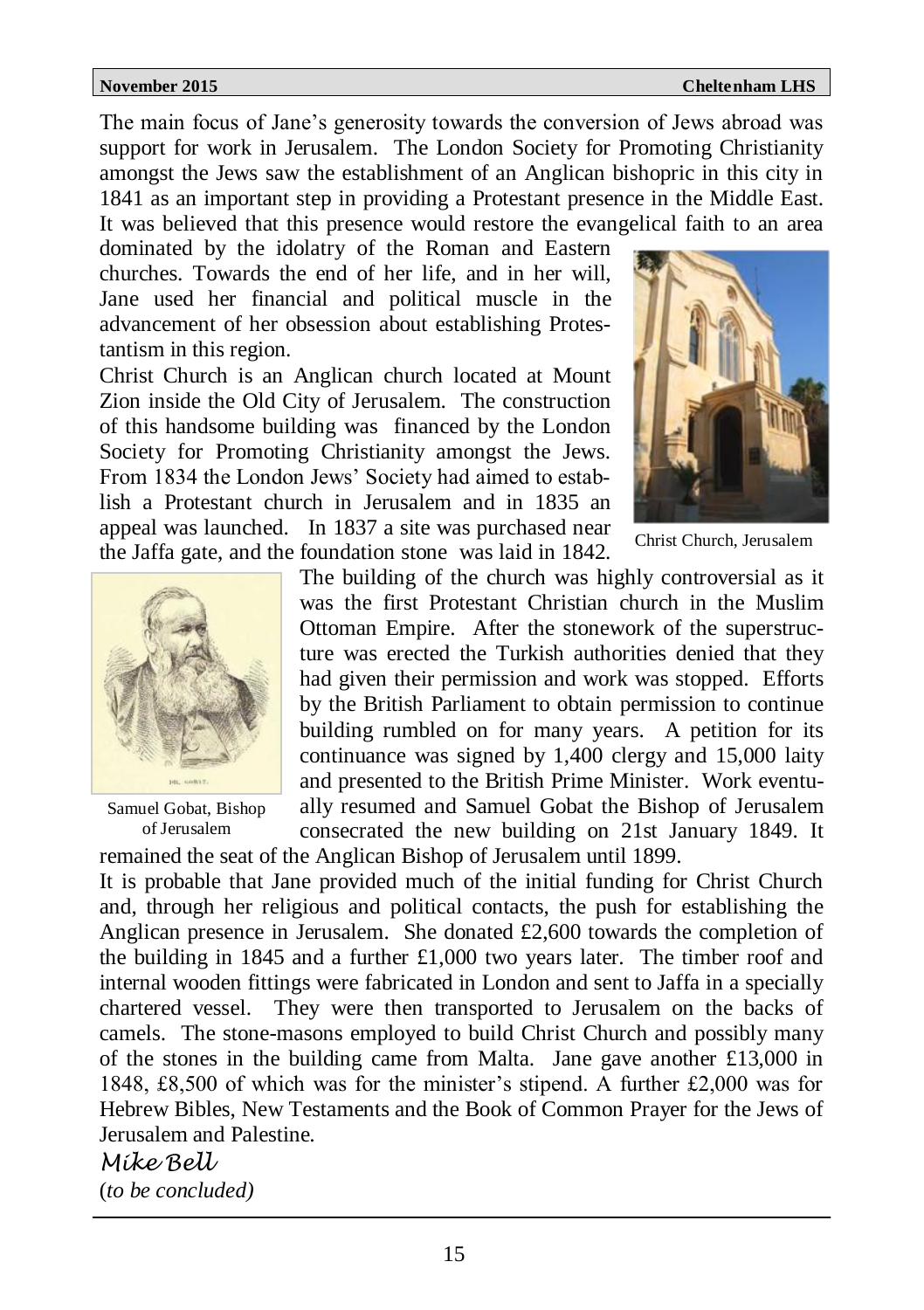The main focus of Jane's generosity towards the conversion of Jews abroad was support for work in Jerusalem. The London Society for Promoting Christianity amongst the Jews saw the establishment of an Anglican bishopric in this city in 1841 as an important step in providing a Protestant presence in the Middle East. It was believed that this presence would restore the evangelical faith to an area dominated by the idolatry of the Roman and Eastern churches. Towards the end of her life, and in her will, Jane used her financial and political muscle in the advancement of her obsession about establishing Protestantism in this region.

Christ Church is an Anglican church located at Mount Zion inside the Old City of Jerusalem. The construction of this handsome building was financed by the London Society for Promoting Christianity amongst the Jews. From 1834 the London Jews' Society had aimed to establish a Protestant church in Jerusalem and in 1835 an appeal was launched. In 1837 a site was purchased near the Jaffa gate, and the foundation stone was laid in 1842.

Christ Church, Jerusalem

The building of the church was highly controversial as it was the first Protestant Christian church in the Muslim Ottoman Empire. After the stonework of the superstructure was erected the Turkish authorities denied that they had given their permission and work was stopped. Efforts by the British Parliament to obtain permission to continue building rumbled on for many years. A petition for its continuance was signed by 1,400 clergy and 15,000 laity and presented to the British Prime Minister. Work eventually resumed and Samuel Gobat the Bishop of Jerusalem consecrated the new building on 21st January 1849. It remained the seat of the Anglican Bishop of Jerusalem until 1899.

Samuel Gobat, Bishop of Jerusalem

It is probable that Jane provided much of the initial funding for Christ Church and, through her religious and political contacts, the push for establishing the Anglican presence in Jerusalem. She donated £2,600 towards the completion of the building in 1845 and a further £1,000 two years later. The timber roof and internal wooden fittings were fabricated in London and sent to Jaffa in a specially chartered vessel. They were then transported to Jerusalem on the backs of camels. The stone-masons employed to build Christ Church and possibly many of the stones in the building came from Malta. Jane gave another £13,000 in 1848, £8,500 of which was for the minister's stipend. A further £2,000 was for Hebrew Bibles, New Testaments and the Book of Common Prayer for the Jews of Jerusalem and Palestine.

*Mike Bell*

(*to be concluded*)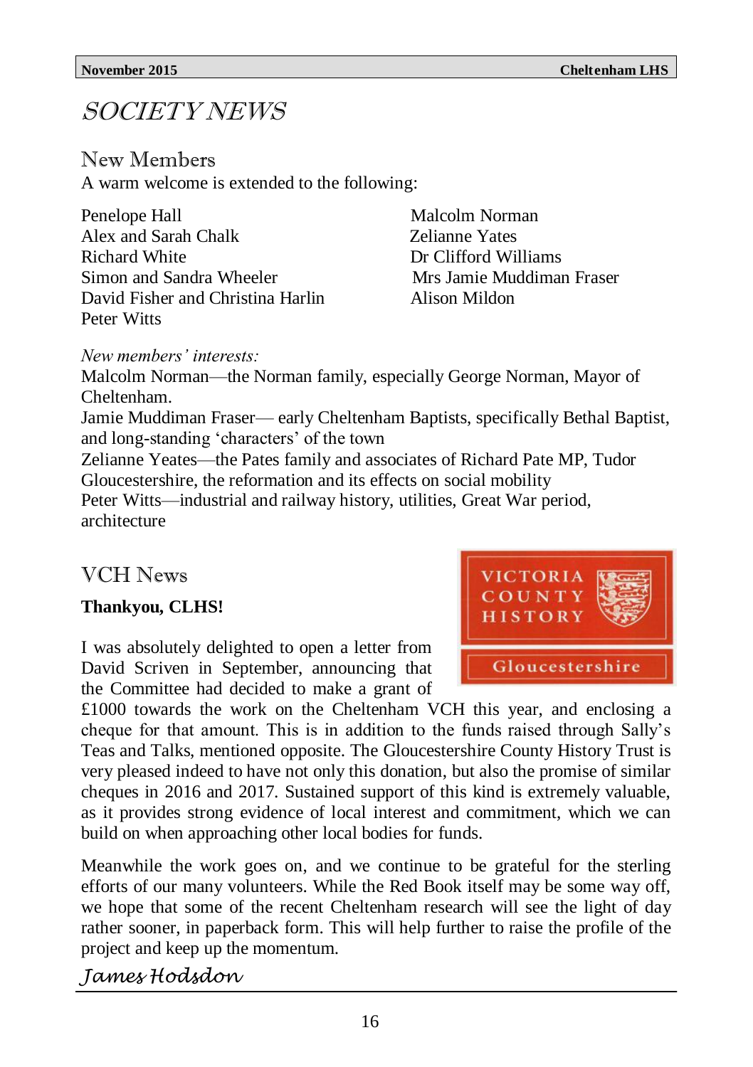# SOCIETY NEWS

## New Members

A warm welcome is extended to the following:

Penelope Hall
Alex and Sarah Chalk
Richard White
Simon and Sandra Wheeler
David Fisher and Christina Harlin
Peter Witts
Malcolm Norman
Zelianne Yates
Dr Clifford Williams
Mrs Jamie Muddiman Fraser
Alison Mildon

*New members' interests:*

Malcolm Norman—the Norman family, especially George Norman, Mayor of Cheltenham.

Jamie Muddiman Fraser— early Cheltenham Baptists, specifically Bethal Baptist, and long-standing 'characters' of the town

Zelianne Yeates—the Pates family and associates of Richard Pate MP, Tudor Gloucestershire, the reformation and its effects on social mobility

Peter Witts—industrial and railway history, utilities, Great War period, architecture

## VCH News

**Thankyou, CLHS!**

I was absolutely delighted to open a letter from David Scriven in September, announcing that the Committee had decided to make a grant of £1000 towards the work on the Cheltenham VCH this year, and enclosing a cheque for that amount. This is in addition to the funds raised through Sally's Teas and Talks, mentioned opposite. The Gloucestershire County History Trust is very pleased indeed to have not only this donation, but also the promise of similar cheques in 2016 and 2017. Sustained support of this kind is extremely valuable, as it provides strong evidence of local interest and commitment, which we can build on when approaching other local bodies for funds.

Meanwhile the work goes on, and we continue to be grateful for the sterling efforts of our many volunteers. While the Red Book itself may be some way off, we hope that some of the recent Cheltenham research will see the light of day rather sooner, in paperback form. This will help further to raise the profile of the project and keep up the momentum.

*James Hodsdon*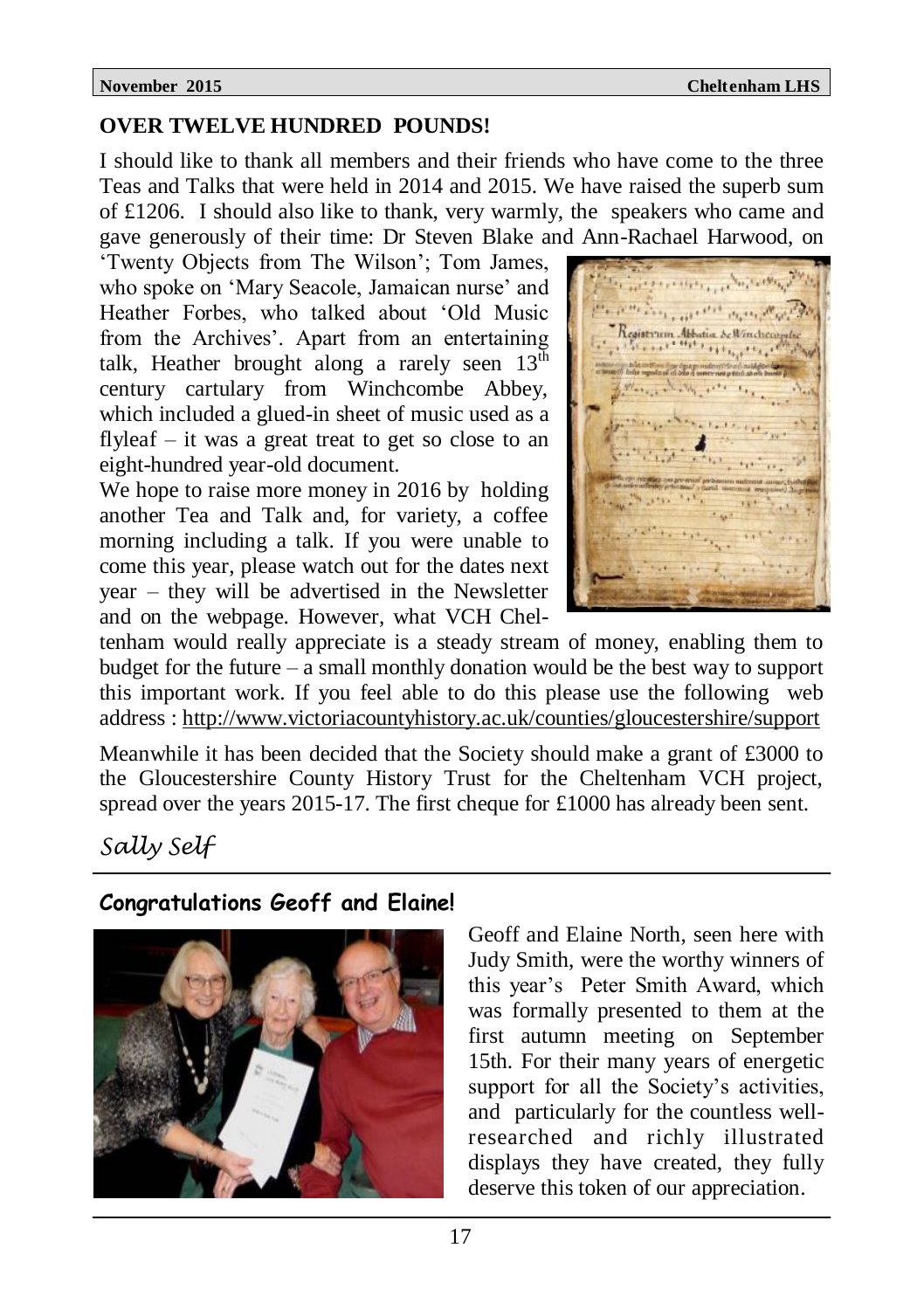## OVER TWELVE HUNDRED POUNDS!

I should like to thank all members and their friends who have come to the three Teas and Talks that were held in 2014 and 2015. We have raised the superb sum of £1206. I should also like to thank, very warmly, the speakers who came and gave generously of their time: Dr Steven Blake and Ann-Rachael Harwood, on 'Twenty Objects from The Wilson'; Tom James, who spoke on 'Mary Seacole, Jamaican nurse' and Heather Forbes, who talked about 'Old Music from the Archives'. Apart from an entertaining talk, Heather brought along a rarely seen 13th century cartulary from Winchcombe Abbey, which included a glued-in sheet of music used as a flyleaf – it was a great treat to get so close to an eight-hundred year-old document.

We hope to raise more money in 2016 by holding another Tea and Talk and, for variety, a coffee morning including a talk. If you were unable to come this year, please watch out for the dates next year – they will be advertised in the Newsletter and on the webpage. However, what VCH Cheltenham would really appreciate is a steady stream of money, enabling them to budget for the future – a small monthly donation would be the best way to support this important work. If you feel able to do this please use the following web address : http://www.victoriacountyhistory.ac.uk/counties/gloucestershire/support

Meanwhile it has been decided that the Society should make a grant of £3000 to the Gloucestershire County History Trust for the Cheltenham VCH project, spread over the years 2015-17. The first cheque for £1000 has already been sent.

*Sally Self*

---

## Congratulations Geoff and Elaine!

Geoff and Elaine North, seen here with Judy Smith, were the worthy winners of this year's Peter Smith Award, which was formally presented to them at the first autumn meeting on September 15th. For their many years of energetic support for all the Society's activities, and particularly for the countless well-researched and richly illustrated displays they have created, they fully deserve this token of our appreciation.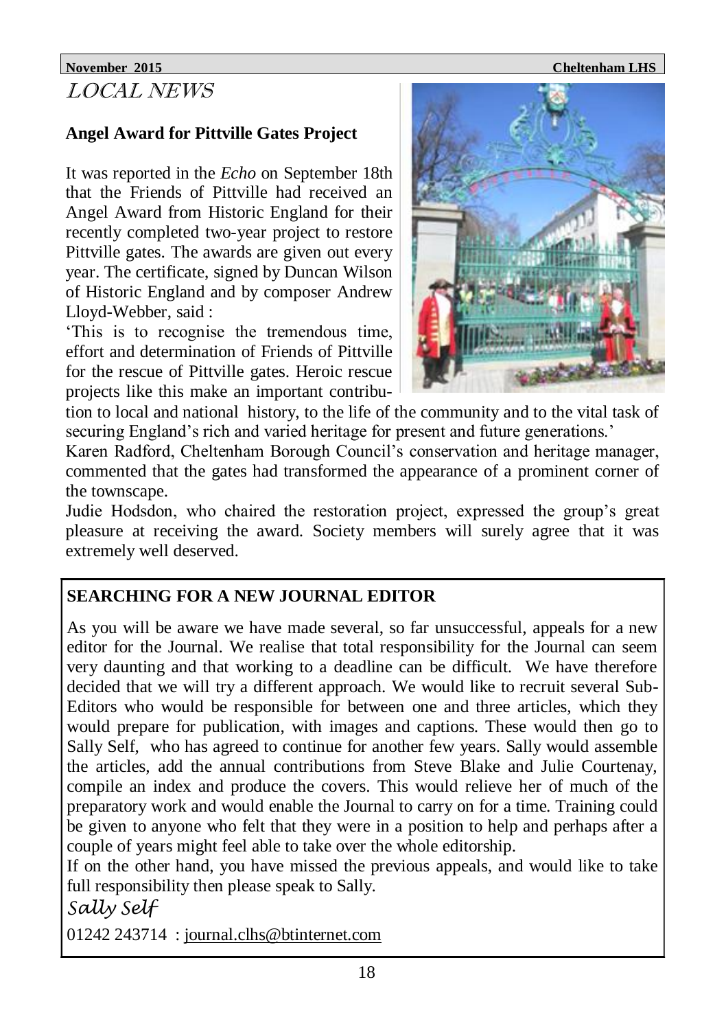# LOCAL NEWS

## Angel Award for Pittville Gates Project

It was reported in the *Echo* on September 18th that the Friends of Pittville had received an Angel Award from Historic England for their recently completed two-year project to restore Pittville gates. The awards are given out every year. The certificate, signed by Duncan Wilson of Historic England and by composer Andrew Lloyd-Webber, said :

'This is to recognise the tremendous time, effort and determination of Friends of Pittville for the rescue of Pittville gates. Heroic rescue projects like this make an important contribution to local and national history, to the life of the community and to the vital task of securing England's rich and varied heritage for present and future generations.'

Karen Radford, Cheltenham Borough Council's conservation and heritage manager, commented that the gates had transformed the appearance of a prominent corner of the townscape.

Judie Hodsdon, who chaired the restoration project, expressed the group's great pleasure at receiving the award. Society members will surely agree that it was extremely well deserved.

## SEARCHING FOR A NEW JOURNAL EDITOR

As you will be aware we have made several, so far unsuccessful, appeals for a new editor for the Journal. We realise that total responsibility for the Journal can seem very daunting and that working to a deadline can be difficult. We have therefore decided that we will try a different approach. We would like to recruit several Sub-Editors who would be responsible for between one and three articles, which they would prepare for publication, with images and captions. These would then go to Sally Self, who has agreed to continue for another few years. Sally would assemble the articles, add the annual contributions from Steve Blake and Julie Courtenay, compile an index and produce the covers. This would relieve her of much of the preparatory work and would enable the Journal to carry on for a time. Training could be given to anyone who felt that they were in a position to help and perhaps after a couple of years might feel able to take over the whole editorship.

If on the other hand, you have missed the previous appeals, and would like to take full responsibility then please speak to Sally.

*Sally Self*

01242 243714 : journal.clhs@btinternet.com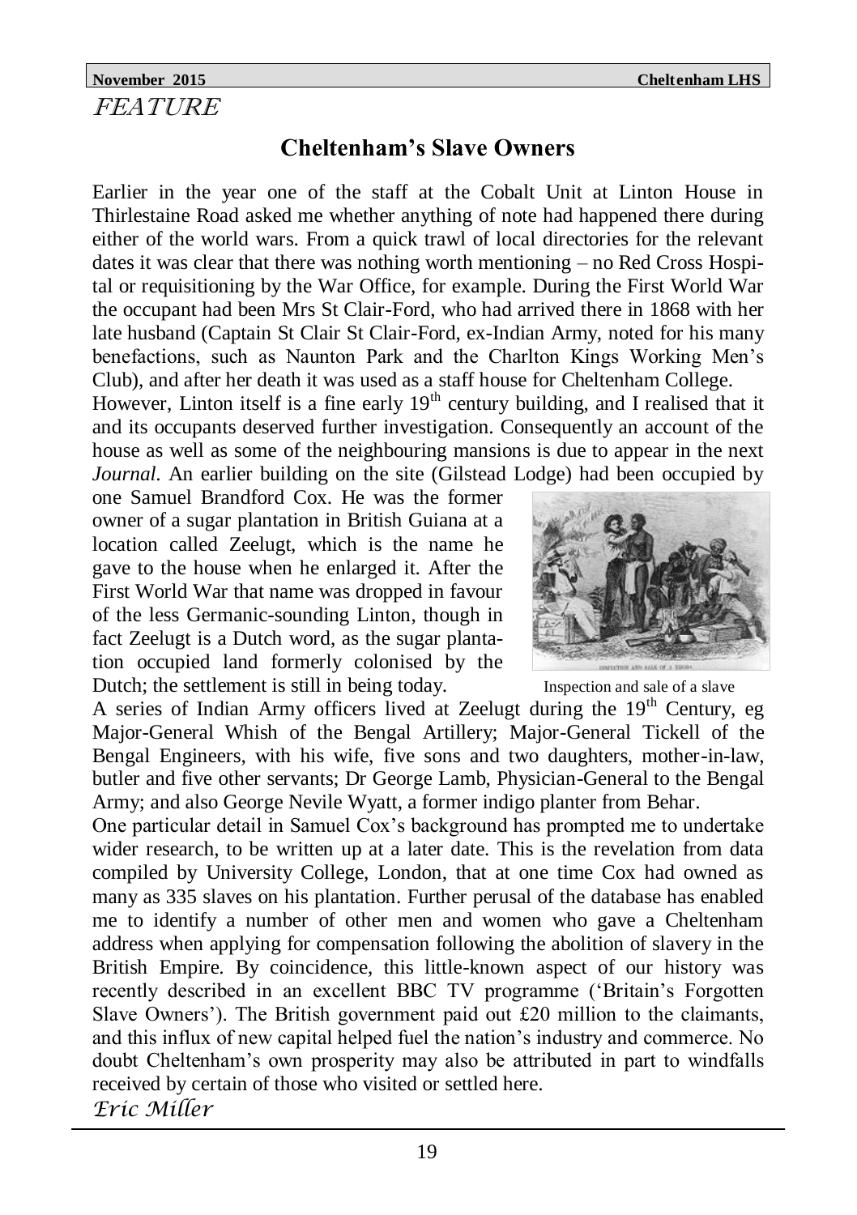*FEATURE*

## Cheltenham's Slave Owners

Earlier in the year one of the staff at the Cobalt Unit at Linton House in Thirlestaine Road asked me whether anything of note had happened there during either of the world wars. From a quick trawl of local directories for the relevant dates it was clear that there was nothing worth mentioning – no Red Cross Hospital or requisitioning by the War Office, for example. During the First World War the occupant had been Mrs St Clair-Ford, who had arrived there in 1868 with her late husband (Captain St Clair St Clair-Ford, ex-Indian Army, noted for his many benefactions, such as Naunton Park and the Charlton Kings Working Men's Club), and after her death it was used as a staff house for Cheltenham College.

However, Linton itself is a fine early 19th century building, and I realised that it and its occupants deserved further investigation. Consequently an account of the house as well as some of the neighbouring mansions is due to appear in the next *Journal*. An earlier building on the site (Gilstead Lodge) had been occupied by one Samuel Brandford Cox. He was the former owner of a sugar plantation in British Guiana at a location called Zeelugt, which is the name he gave to the house when he enlarged it. After the First World War that name was dropped in favour of the less Germanic-sounding Linton, though in fact Zeelugt is a Dutch word, as the sugar plantation occupied land formerly colonised by the Dutch; the settlement is still in being today.

Inspection and sale of a slave

A series of Indian Army officers lived at Zeelugt during the 19th Century, eg Major-General Whish of the Bengal Artillery; Major-General Tickell of the Bengal Engineers, with his wife, five sons and two daughters, mother-in-law, butler and five other servants; Dr George Lamb, Physician-General to the Bengal Army; and also George Nevile Wyatt, a former indigo planter from Behar.

One particular detail in Samuel Cox's background has prompted me to undertake wider research, to be written up at a later date. This is the revelation from data compiled by University College, London, that at one time Cox had owned as many as 335 slaves on his plantation. Further perusal of the database has enabled me to identify a number of other men and women who gave a Cheltenham address when applying for compensation following the abolition of slavery in the British Empire. By coincidence, this little-known aspect of our history was recently described in an excellent BBC TV programme ('Britain's Forgotten Slave Owners'). The British government paid out £20 million to the claimants, and this influx of new capital helped fuel the nation's industry and commerce. No doubt Cheltenham's own prosperity may also be attributed in part to windfalls received by certain of those who visited or settled here.

*Eric Miller*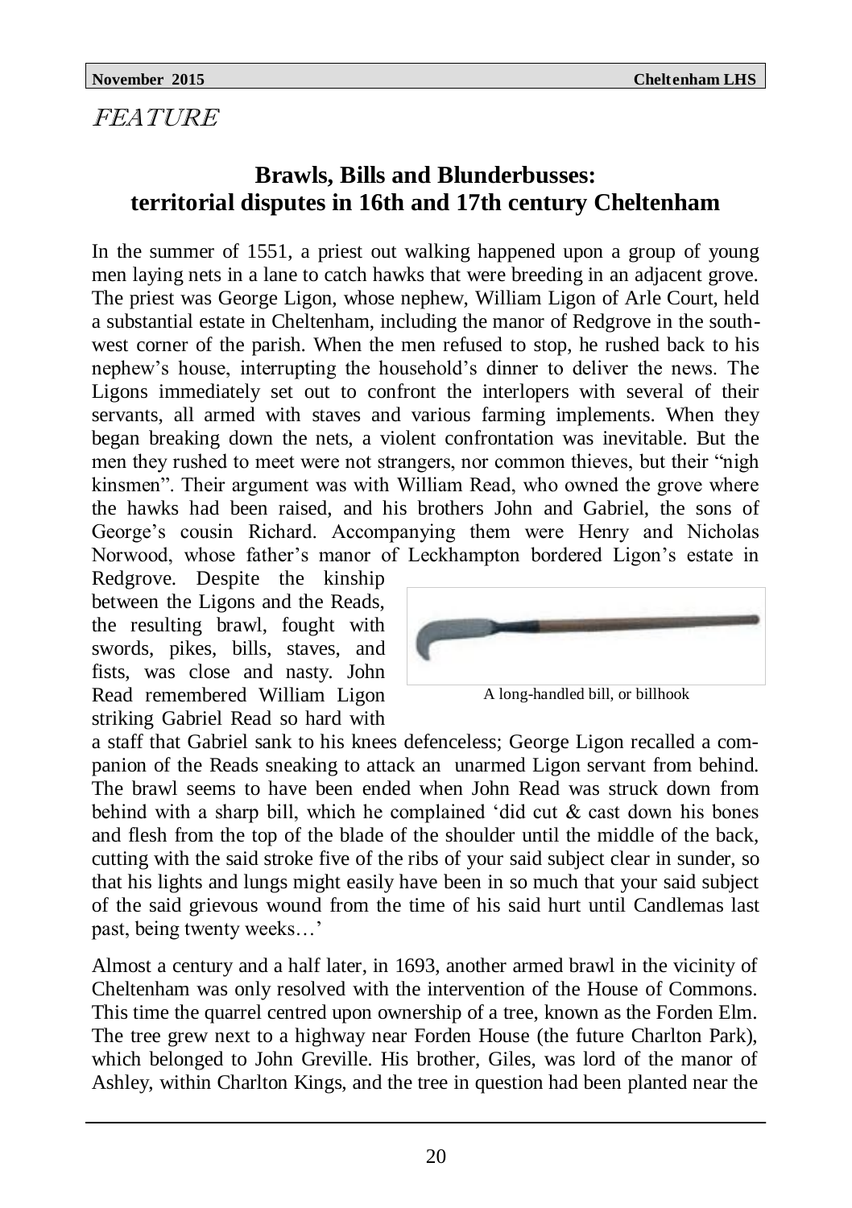*FEATURE*

## Brawls, Bills and Blunderbusses: territorial disputes in 16th and 17th century Cheltenham

In the summer of 1551, a priest out walking happened upon a group of young men laying nets in a lane to catch hawks that were breeding in an adjacent grove. The priest was George Ligon, whose nephew, William Ligon of Arle Court, held a substantial estate in Cheltenham, including the manor of Redgrove in the south-west corner of the parish. When the men refused to stop, he rushed back to his nephew's house, interrupting the household's dinner to deliver the news. The Ligons immediately set out to confront the interlopers with several of their servants, all armed with staves and various farming implements. When they began breaking down the nets, a violent confrontation was inevitable. But the men they rushed to meet were not strangers, nor common thieves, but their "nigh kinsmen". Their argument was with William Read, who owned the grove where the hawks had been raised, and his brothers John and Gabriel, the sons of George's cousin Richard. Accompanying them were Henry and Nicholas Norwood, whose father's manor of Leckhampton bordered Ligon's estate in Redgrove. Despite the kinship between the Ligons and the Reads, the resulting brawl, fought with swords, pikes, bills, staves, and fists, was close and nasty. John Read remembered William Ligon striking Gabriel Read so hard with a staff that Gabriel sank to his knees defenceless; George Ligon recalled a companion of the Reads sneaking to attack an unarmed Ligon servant from behind. The brawl seems to have been ended when John Read was struck down from behind with a sharp bill, which he complained 'did cut & cast down his bones and flesh from the top of the blade of the shoulder until the middle of the back, cutting with the said stroke five of the ribs of your said subject clear in sunder, so that his lights and lungs might easily have been in so much that your said subject of the said grievous wound from the time of his said hurt until Candlemas last past, being twenty weeks…'

A long-handled bill, or billhook

Almost a century and a half later, in 1693, another armed brawl in the vicinity of Cheltenham was only resolved with the intervention of the House of Commons. This time the quarrel centred upon ownership of a tree, known as the Forden Elm. The tree grew next to a highway near Forden House (the future Charlton Park), which belonged to John Greville. His brother, Giles, was lord of the manor of Ashley, within Charlton Kings, and the tree in question had been planted near the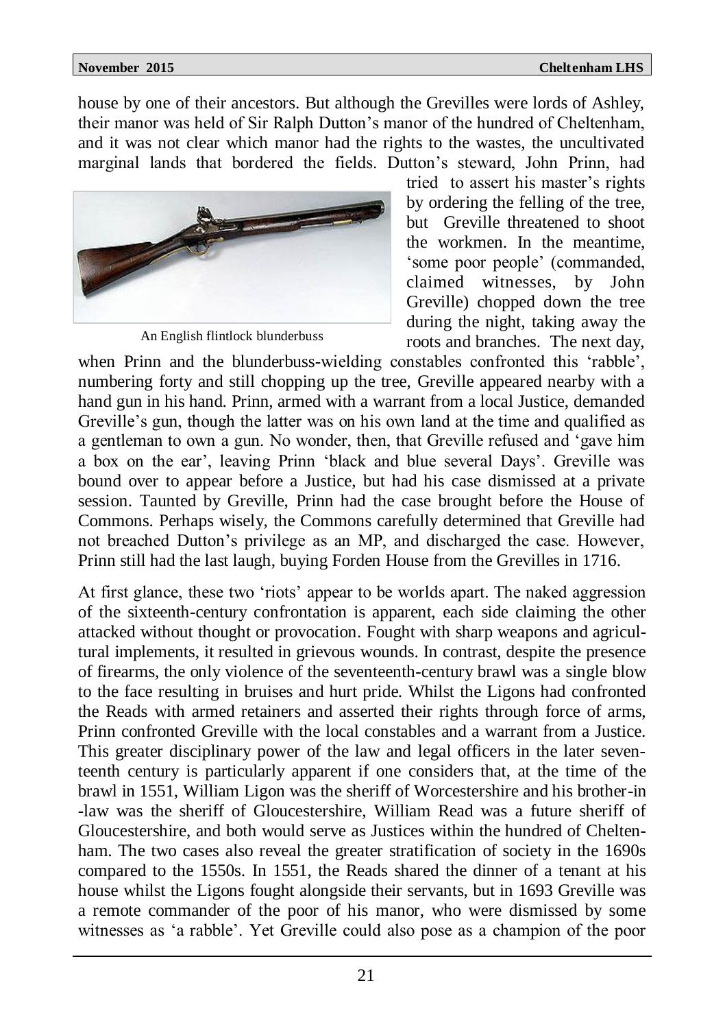house by one of their ancestors. But although the Grevilles were lords of Ashley, their manor was held of Sir Ralph Dutton's manor of the hundred of Cheltenham, and it was not clear which manor had the rights to the wastes, the uncultivated marginal lands that bordered the fields. Dutton's steward, John Prinn, had tried to assert his master's rights by ordering the felling of the tree, but Greville threatened to shoot the workmen. In the meantime, 'some poor people' (commanded, claimed witnesses, by John Greville) chopped down the tree during the night, taking away the roots and branches. The next day, when Prinn and the blunderbuss-wielding constables confronted this 'rabble', numbering forty and still chopping up the tree, Greville appeared nearby with a hand gun in his hand. Prinn, armed with a warrant from a local Justice, demanded Greville's gun, though the latter was on his own land at the time and qualified as a gentleman to own a gun. No wonder, then, that Greville refused and 'gave him a box on the ear', leaving Prinn 'black and blue several Days'. Greville was bound over to appear before a Justice, but had his case dismissed at a private session. Taunted by Greville, Prinn had the case brought before the House of Commons. Perhaps wisely, the Commons carefully determined that Greville had not breached Dutton's privilege as an MP, and discharged the case. However, Prinn still had the last laugh, buying Forden House from the Grevilles in 1716.

An English flintlock blunderbuss

At first glance, these two 'riots' appear to be worlds apart. The naked aggression of the sixteenth-century confrontation is apparent, each side claiming the other attacked without thought or provocation. Fought with sharp weapons and agricultural implements, it resulted in grievous wounds. In contrast, despite the presence of firearms, the only violence of the seventeenth-century brawl was a single blow to the face resulting in bruises and hurt pride. Whilst the Ligons had confronted the Reads with armed retainers and asserted their rights through force of arms, Prinn confronted Greville with the local constables and a warrant from a Justice. This greater disciplinary power of the law and legal officers in the later seventeenth century is particularly apparent if one considers that, at the time of the brawl in 1551, William Ligon was the sheriff of Worcestershire and his brother-in-law was the sheriff of Gloucestershire, William Read was a future sheriff of Gloucestershire, and both would serve as Justices within the hundred of Cheltenham. The two cases also reveal the greater stratification of society in the 1690s compared to the 1550s. In 1551, the Reads shared the dinner of a tenant at his house whilst the Ligons fought alongside their servants, but in 1693 Greville was a remote commander of the poor of his manor, who were dismissed by some witnesses as 'a rabble'. Yet Greville could also pose as a champion of the poor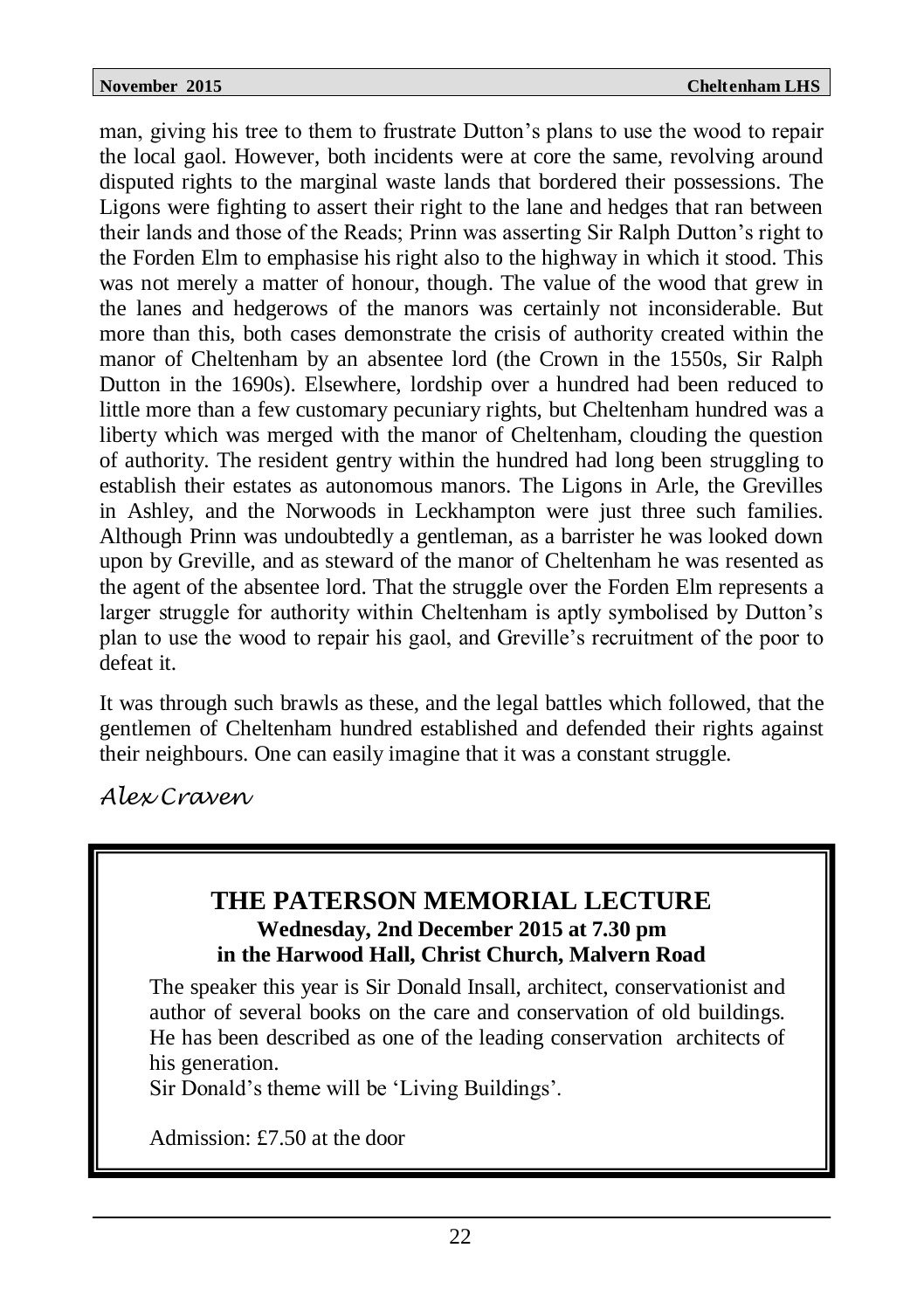man, giving his tree to them to frustrate Dutton's plans to use the wood to repair the local gaol. However, both incidents were at core the same, revolving around disputed rights to the marginal waste lands that bordered their possessions. The Ligons were fighting to assert their right to the lane and hedges that ran between their lands and those of the Reads; Prinn was asserting Sir Ralph Dutton's right to the Forden Elm to emphasise his right also to the highway in which it stood. This was not merely a matter of honour, though. The value of the wood that grew in the lanes and hedgerows of the manors was certainly not inconsiderable. But more than this, both cases demonstrate the crisis of authority created within the manor of Cheltenham by an absentee lord (the Crown in the 1550s, Sir Ralph Dutton in the 1690s). Elsewhere, lordship over a hundred had been reduced to little more than a few customary pecuniary rights, but Cheltenham hundred was a liberty which was merged with the manor of Cheltenham, clouding the question of authority. The resident gentry within the hundred had long been struggling to establish their estates as autonomous manors. The Ligons in Arle, the Grevilles in Ashley, and the Norwoods in Leckhampton were just three such families. Although Prinn was undoubtedly a gentleman, as a barrister he was looked down upon by Greville, and as steward of the manor of Cheltenham he was resented as the agent of the absentee lord. That the struggle over the Forden Elm represents a larger struggle for authority within Cheltenham is aptly symbolised by Dutton's plan to use the wood to repair his gaol, and Greville's recruitment of the poor to defeat it.

It was through such brawls as these, and the legal battles which followed, that the gentlemen of Cheltenham hundred established and defended their rights against their neighbours. One can easily imagine that it was a constant struggle.

*Alex Craven*

## THE PATERSON MEMORIAL LECTURE

**Wednesday, 2nd December 2015 at 7.30 pm**
**in the Harwood Hall, Christ Church, Malvern Road**

The speaker this year is Sir Donald Insall, architect, conservationist and author of several books on the care and conservation of old buildings. He has been described as one of the leading conservation architects of his generation.

Sir Donald's theme will be 'Living Buildings'.

Admission: £7.50 at the door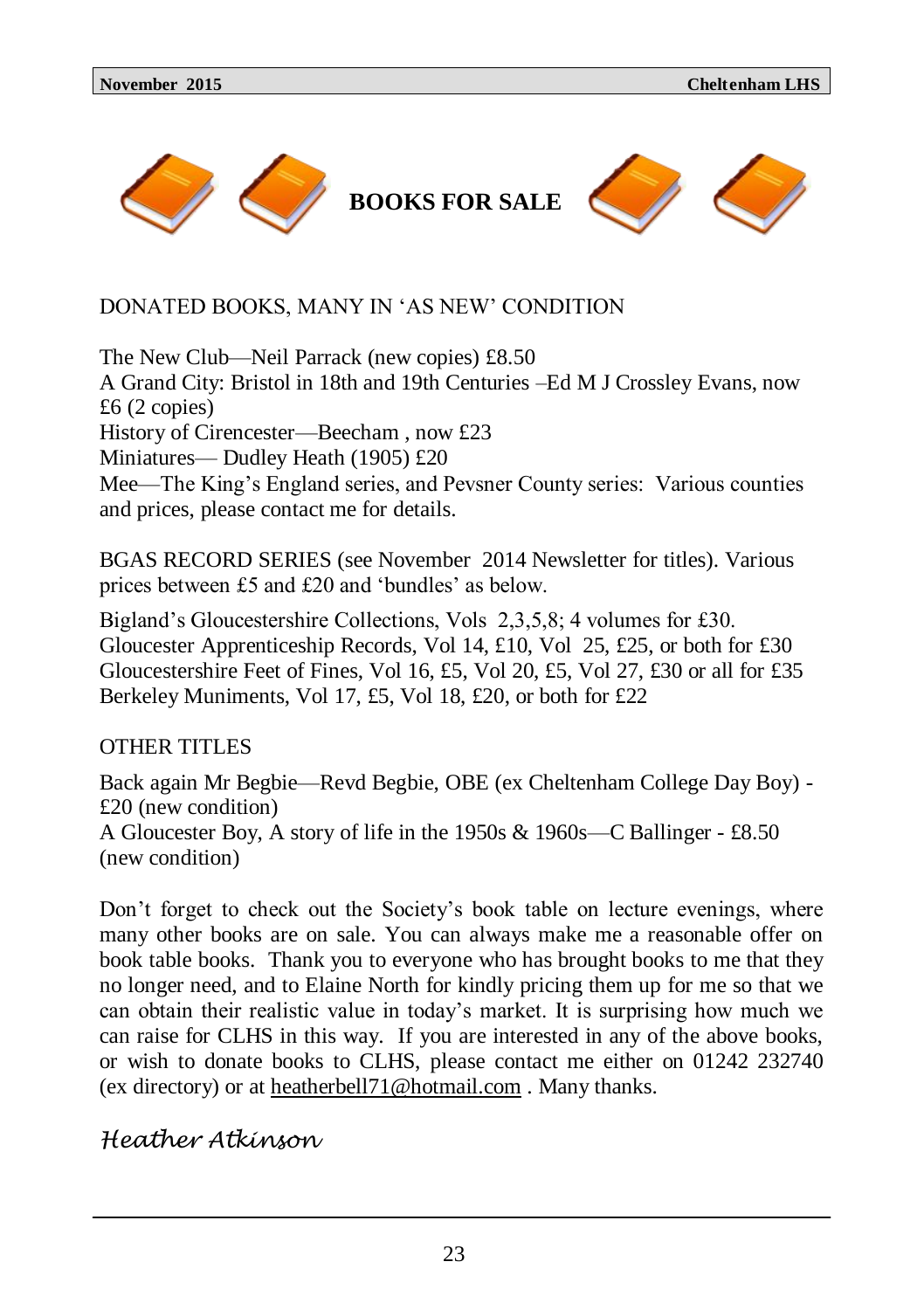# BOOKS FOR SALE

DONATED BOOKS, MANY IN 'AS NEW' CONDITION

The New Club—Neil Parrack (new copies) £8.50
A Grand City: Bristol in 18th and 19th Centuries –Ed M J Crossley Evans, now £6 (2 copies)
History of Cirencester—Beecham , now £23
Miniatures— Dudley Heath (1905) £20
Mee—The King's England series, and Pevsner County series: Various counties and prices, please contact me for details.

BGAS RECORD SERIES (see November 2014 Newsletter for titles). Various prices between £5 and £20 and 'bundles' as below.

Bigland's Gloucestershire Collections, Vols 2,3,5,8; 4 volumes for £30.
Gloucester Apprenticeship Records, Vol 14, £10, Vol 25, £25, or both for £30
Gloucestershire Feet of Fines, Vol 16, £5, Vol 20, £5, Vol 27, £30 or all for £35
Berkeley Muniments, Vol 17, £5, Vol 18, £20, or both for £22

OTHER TITLES

Back again Mr Begbie—Revd Begbie, OBE (ex Cheltenham College Day Boy) - £20 (new condition)
A Gloucester Boy, A story of life in the 1950s & 1960s—C Ballinger - £8.50 (new condition)

Don't forget to check out the Society's book table on lecture evenings, where many other books are on sale. You can always make me a reasonable offer on book table books. Thank you to everyone who has brought books to me that they no longer need, and to Elaine North for kindly pricing them up for me so that we can obtain their realistic value in today's market. It is surprising how much we can raise for CLHS in this way. If you are interested in any of the above books, or wish to donate books to CLHS, please contact me either on 01242 232740 (ex directory) or at heatherbell71@hotmail.com . Many thanks.

*Heather Atkinson*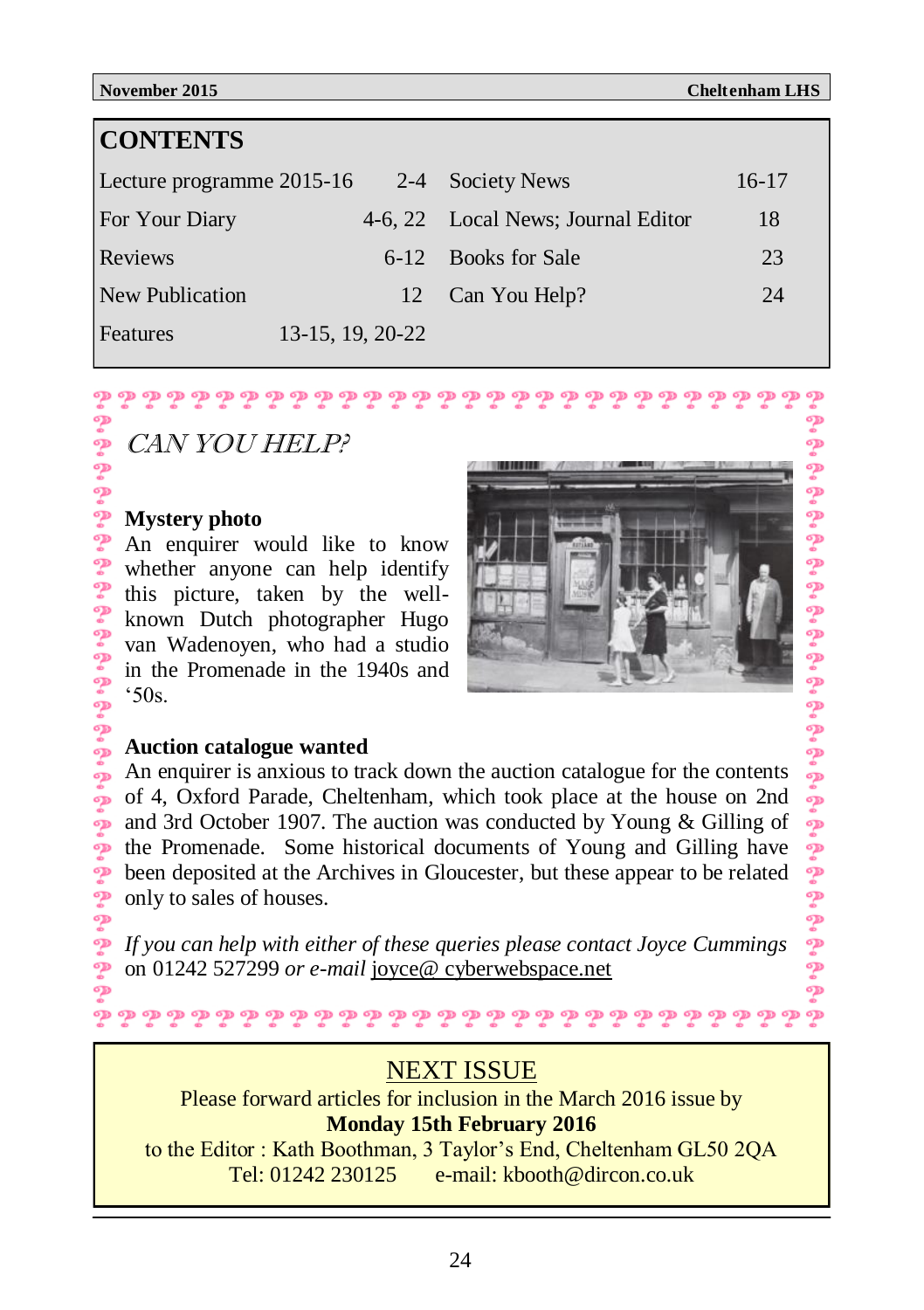## CONTENTS

| | | | |
|---|---|---|---|
| Lecture programme 2015-16 | 2-4 | Society News | 16-17 |
| For Your Diary | 4-6, 22 | Local News; Journal Editor | 18 |
| Reviews | 6-12 | Books for Sale | 23 |
| New Publication | 12 | Can You Help? | 24 |
| Features | 13-15, 19, 20-22 | | |

## *CAN YOU HELP?*

**Mystery photo**

An enquirer would like to know whether anyone can help identify this picture, taken by the well-known Dutch photographer Hugo van Wadenoyen, who had a studio in the Promenade in the 1940s and '50s.

**Auction catalogue wanted**

An enquirer is anxious to track down the auction catalogue for the contents of 4, Oxford Parade, Cheltenham, which took place at the house on 2nd and 3rd October 1907. The auction was conducted by Young & Gilling of the Promenade. Some historical documents of Young and Gilling have been deposited at the Archives in Gloucester, but these appear to be related only to sales of houses.

*If you can help with either of these queries please contact Joyce Cummings* on 01242 527299 *or e-mail* joyce@ cyberwebspace.net

NEXT ISSUE

Please forward articles for inclusion in the March 2016 issue by

**Monday 15th February 2016**

to the Editor : Kath Boothman, 3 Taylor's End, Cheltenham GL50 2QA

Tel: 01242 230125 e-mail: kbooth@dircon.co.uk